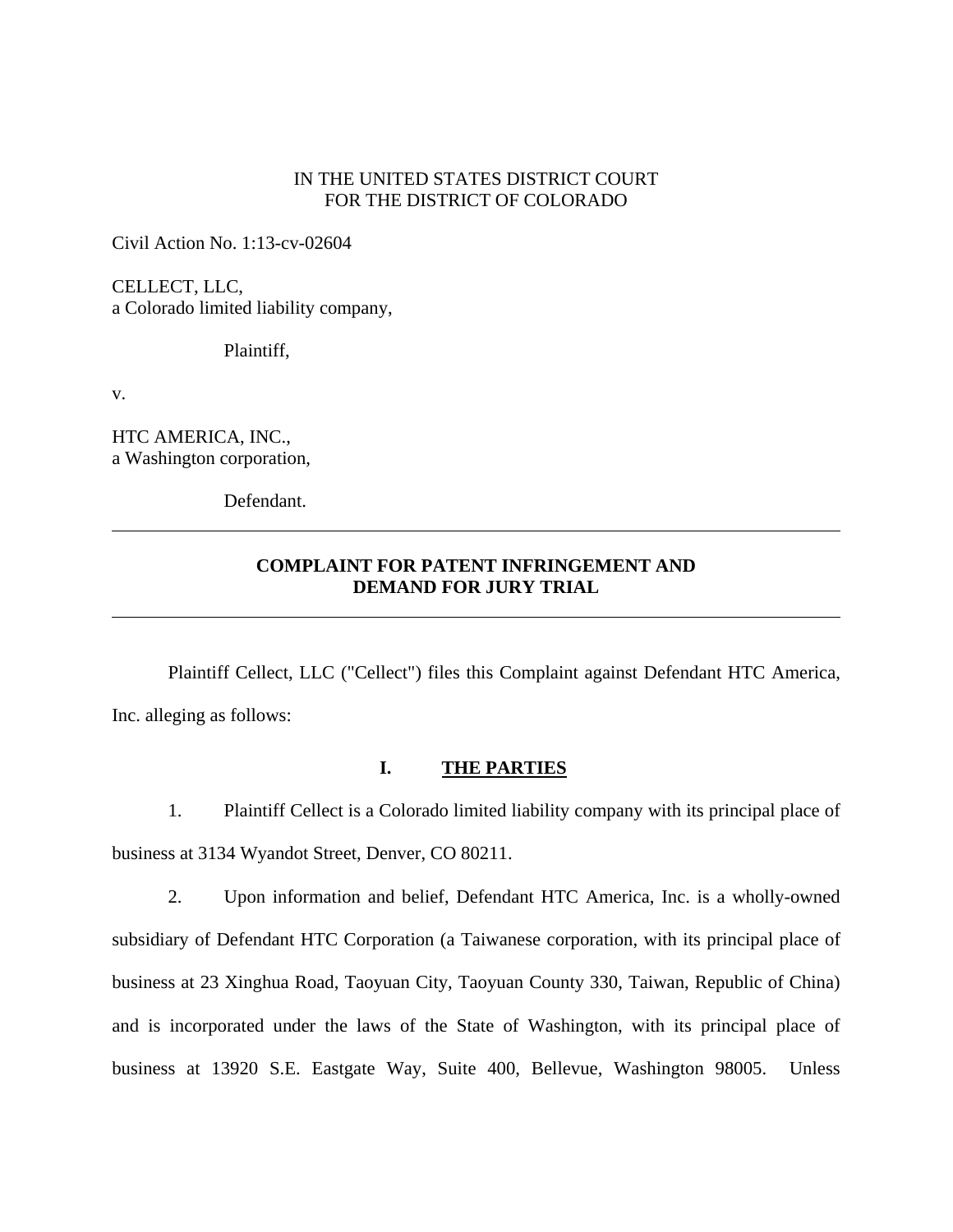IN THE UNITED STATES DISTRICT COURT
FOR THE DISTRICT OF COLORADO

Civil Action No. 1:13-cv-02604

CELLECT, LLC,
a Colorado limited liability company,

Plaintiff,

v.

HTC AMERICA, INC.,
a Washington corporation,

Defendant.

---

**COMPLAINT FOR PATENT INFRINGEMENT AND DEMAND FOR JURY TRIAL**

---

Plaintiff Cellect, LLC ("Cellect") files this Complaint against Defendant HTC America, Inc. alleging as follows:

## I. THE PARTIES

1. Plaintiff Cellect is a Colorado limited liability company with its principal place of business at 3134 Wyandot Street, Denver, CO 80211.

2. Upon information and belief, Defendant HTC America, Inc. is a wholly-owned subsidiary of Defendant HTC Corporation (a Taiwanese corporation, with its principal place of business at 23 Xinghua Road, Taoyuan City, Taoyuan County 330, Taiwan, Republic of China) and is incorporated under the laws of the State of Washington, with its principal place of business at 13920 S.E. Eastgate Way, Suite 400, Bellevue, Washington 98005. Unless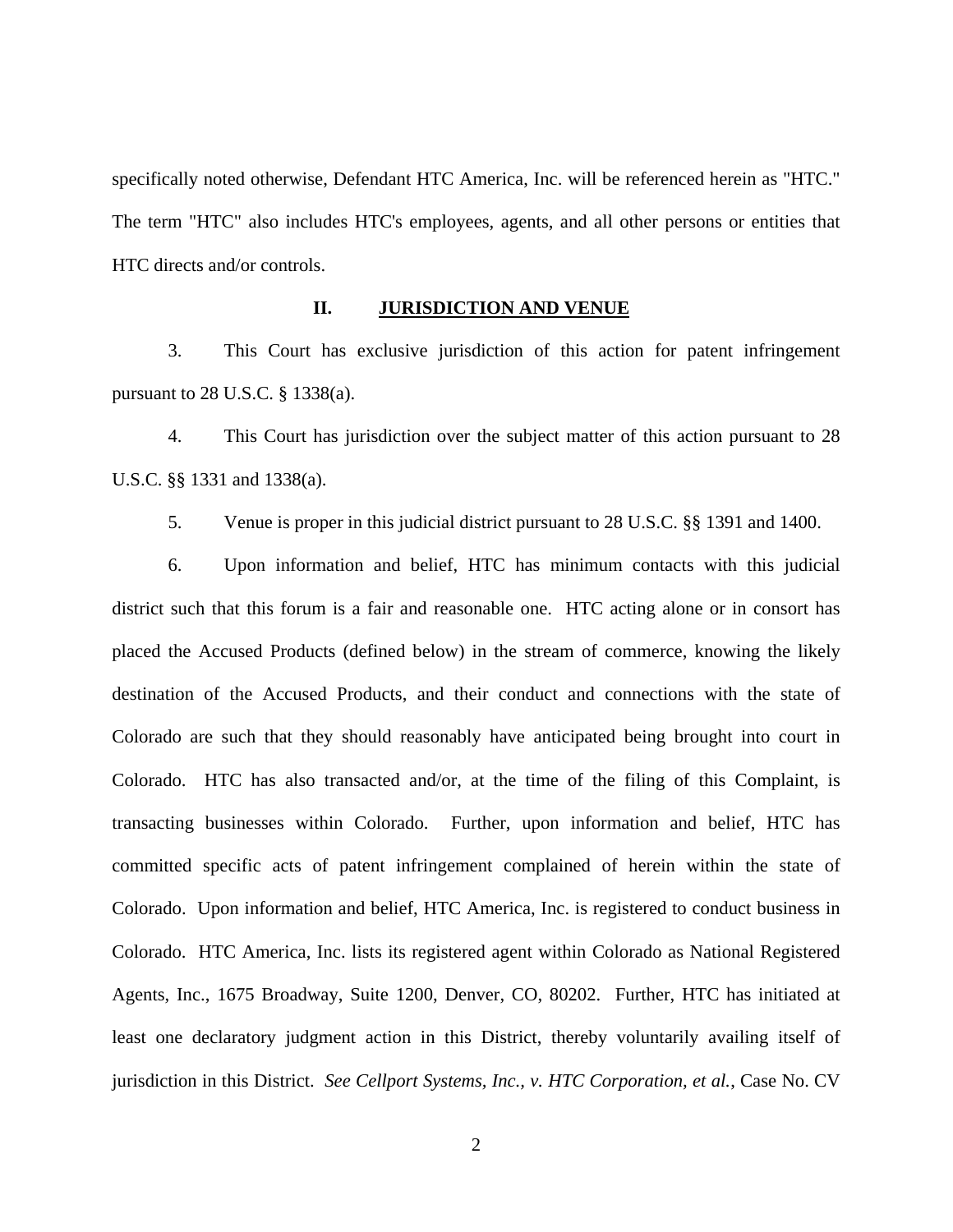specifically noted otherwise, Defendant HTC America, Inc. will be referenced herein as "HTC." The term "HTC" also includes HTC's employees, agents, and all other persons or entities that HTC directs and/or controls.

## II. JURISDICTION AND VENUE

3. This Court has exclusive jurisdiction of this action for patent infringement pursuant to 28 U.S.C. § 1338(a).

4. This Court has jurisdiction over the subject matter of this action pursuant to 28 U.S.C. §§ 1331 and 1338(a).

5. Venue is proper in this judicial district pursuant to 28 U.S.C. §§ 1391 and 1400.

6. Upon information and belief, HTC has minimum contacts with this judicial district such that this forum is a fair and reasonable one. HTC acting alone or in consort has placed the Accused Products (defined below) in the stream of commerce, knowing the likely destination of the Accused Products, and their conduct and connections with the state of Colorado are such that they should reasonably have anticipated being brought into court in Colorado. HTC has also transacted and/or, at the time of the filing of this Complaint, is transacting businesses within Colorado. Further, upon information and belief, HTC has committed specific acts of patent infringement complained of herein within the state of Colorado. Upon information and belief, HTC America, Inc. is registered to conduct business in Colorado. HTC America, Inc. lists its registered agent within Colorado as National Registered Agents, Inc., 1675 Broadway, Suite 1200, Denver, CO, 80202. Further, HTC has initiated at least one declaratory judgment action in this District, thereby voluntarily availing itself of jurisdiction in this District. *See Cellport Systems, Inc., v. HTC Corporation, et al.*, Case No. CV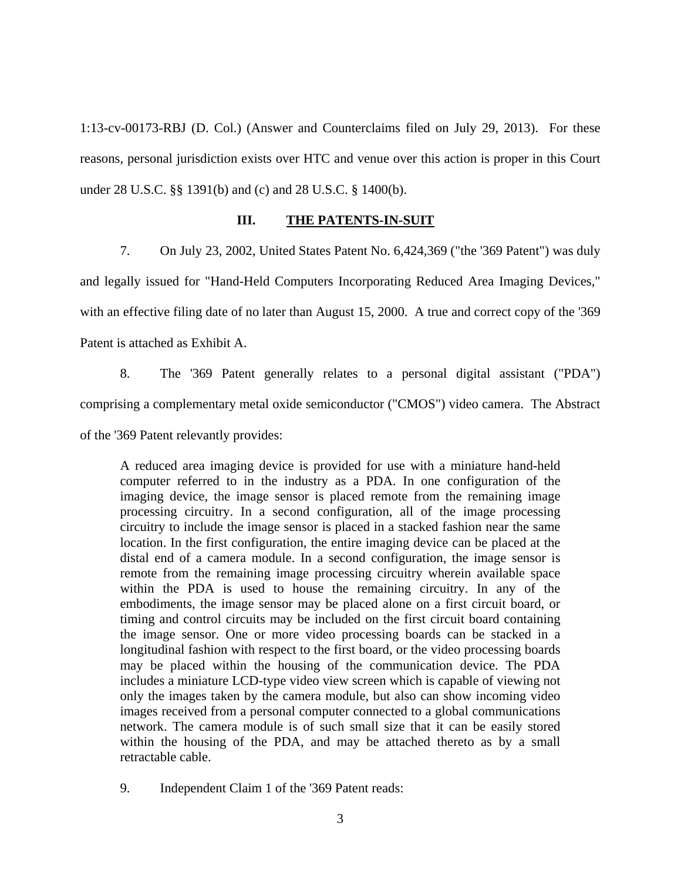1:13-cv-00173-RBJ (D. Col.) (Answer and Counterclaims filed on July 29, 2013). For these reasons, personal jurisdiction exists over HTC and venue over this action is proper in this Court under 28 U.S.C. §§ 1391(b) and (c) and 28 U.S.C. § 1400(b).

## III. <u>THE PATENTS-IN-SUIT</u>

7. On July 23, 2002, United States Patent No. 6,424,369 ("the '369 Patent") was duly and legally issued for "Hand-Held Computers Incorporating Reduced Area Imaging Devices," with an effective filing date of no later than August 15, 2000. A true and correct copy of the '369 Patent is attached as Exhibit A.

8. The '369 Patent generally relates to a personal digital assistant ("PDA") comprising a complementary metal oxide semiconductor ("CMOS") video camera. The Abstract of the '369 Patent relevantly provides:

> A reduced area imaging device is provided for use with a miniature hand-held computer referred to in the industry as a PDA. In one configuration of the imaging device, the image sensor is placed remote from the remaining image processing circuitry. In a second configuration, all of the image processing circuitry to include the image sensor is placed in a stacked fashion near the same location. In the first configuration, the entire imaging device can be placed at the distal end of a camera module. In a second configuration, the image sensor is remote from the remaining image processing circuitry wherein available space within the PDA is used to house the remaining circuitry. In any of the embodiments, the image sensor may be placed alone on a first circuit board, or timing and control circuits may be included on the first circuit board containing the image sensor. One or more video processing boards can be stacked in a longitudinal fashion with respect to the first board, or the video processing boards may be placed within the housing of the communication device. The PDA includes a miniature LCD-type video view screen which is capable of viewing not only the images taken by the camera module, but also can show incoming video images received from a personal computer connected to a global communications network. The camera module is of such small size that it can be easily stored within the housing of the PDA, and may be attached thereto as by a small retractable cable.

9. Independent Claim 1 of the '369 Patent reads: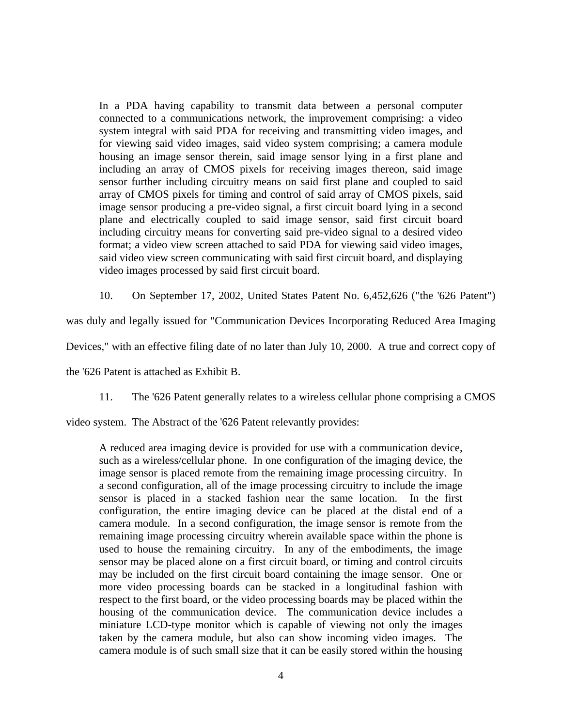> In a PDA having capability to transmit data between a personal computer connected to a communications network, the improvement comprising: a video system integral with said PDA for receiving and transmitting video images, and for viewing said video images, said video system comprising; a camera module housing an image sensor therein, said image sensor lying in a first plane and including an array of CMOS pixels for receiving images thereon, said image sensor further including circuitry means on said first plane and coupled to said array of CMOS pixels for timing and control of said array of CMOS pixels, said image sensor producing a pre-video signal, a first circuit board lying in a second plane and electrically coupled to said image sensor, said first circuit board including circuitry means for converting said pre-video signal to a desired video format; a video view screen attached to said PDA for viewing said video images, said video view screen communicating with said first circuit board, and displaying video images processed by said first circuit board.

10. On September 17, 2002, United States Patent No. 6,452,626 ("the '626 Patent") was duly and legally issued for "Communication Devices Incorporating Reduced Area Imaging Devices," with an effective filing date of no later than July 10, 2000. A true and correct copy of the '626 Patent is attached as Exhibit B.

11. The '626 Patent generally relates to a wireless cellular phone comprising a CMOS video system. The Abstract of the '626 Patent relevantly provides:

> A reduced area imaging device is provided for use with a communication device, such as a wireless/cellular phone. In one configuration of the imaging device, the image sensor is placed remote from the remaining image processing circuitry. In a second configuration, all of the image processing circuitry to include the image sensor is placed in a stacked fashion near the same location. In the first configuration, the entire imaging device can be placed at the distal end of a camera module. In a second configuration, the image sensor is remote from the remaining image processing circuitry wherein available space within the phone is used to house the remaining circuitry. In any of the embodiments, the image sensor may be placed alone on a first circuit board, or timing and control circuits may be included on the first circuit board containing the image sensor. One or more video processing boards can be stacked in a longitudinal fashion with respect to the first board, or the video processing boards may be placed within the housing of the communication device. The communication device includes a miniature LCD-type monitor which is capable of viewing not only the images taken by the camera module, but also can show incoming video images. The camera module is of such small size that it can be easily stored within the housing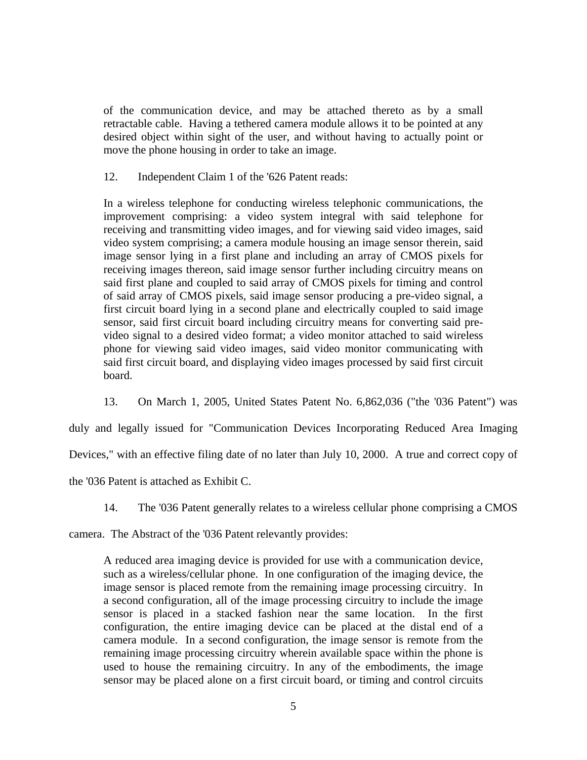of the communication device, and may be attached thereto as by a small retractable cable. Having a tethered camera module allows it to be pointed at any desired object within sight of the user, and without having to actually point or move the phone housing in order to take an image.

12. Independent Claim 1 of the '626 Patent reads:

> In a wireless telephone for conducting wireless telephonic communications, the improvement comprising: a video system integral with said telephone for receiving and transmitting video images, and for viewing said video images, said video system comprising; a camera module housing an image sensor therein, said image sensor lying in a first plane and including an array of CMOS pixels for receiving images thereon, said image sensor further including circuitry means on said first plane and coupled to said array of CMOS pixels for timing and control of said array of CMOS pixels, said image sensor producing a pre-video signal, a first circuit board lying in a second plane and electrically coupled to said image sensor, said first circuit board including circuitry means for converting said pre-video signal to a desired video format; a video monitor attached to said wireless phone for viewing said video images, said video monitor communicating with said first circuit board, and displaying video images processed by said first circuit board.

13. On March 1, 2005, United States Patent No. 6,862,036 ("the '036 Patent") was duly and legally issued for "Communication Devices Incorporating Reduced Area Imaging Devices," with an effective filing date of no later than July 10, 2000. A true and correct copy of the '036 Patent is attached as Exhibit C.

14. The '036 Patent generally relates to a wireless cellular phone comprising a CMOS camera. The Abstract of the '036 Patent relevantly provides:

> A reduced area imaging device is provided for use with a communication device, such as a wireless/cellular phone. In one configuration of the imaging device, the image sensor is placed remote from the remaining image processing circuitry. In a second configuration, all of the image processing circuitry to include the image sensor is placed in a stacked fashion near the same location. In the first configuration, the entire imaging device can be placed at the distal end of a camera module. In a second configuration, the image sensor is remote from the remaining image processing circuitry wherein available space within the phone is used to house the remaining circuitry. In any of the embodiments, the image sensor may be placed alone on a first circuit board, or timing and control circuits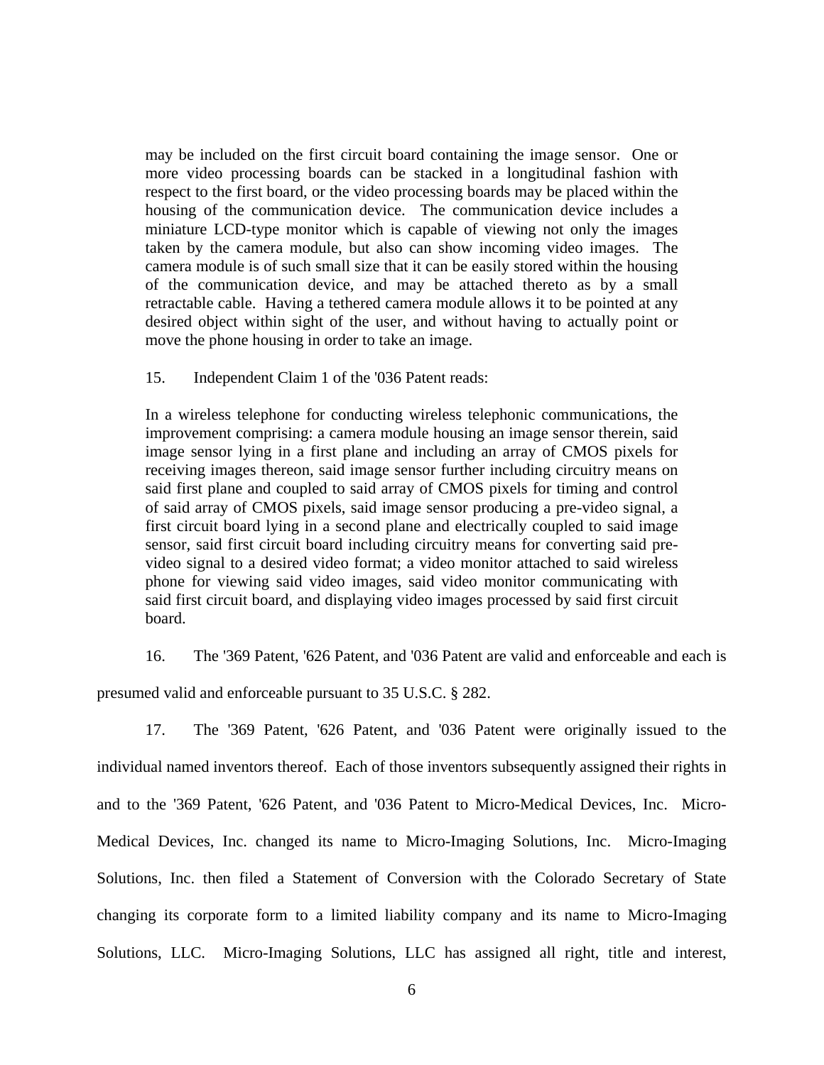may be included on the first circuit board containing the image sensor. One or more video processing boards can be stacked in a longitudinal fashion with respect to the first board, or the video processing boards may be placed within the housing of the communication device. The communication device includes a miniature LCD-type monitor which is capable of viewing not only the images taken by the camera module, but also can show incoming video images. The camera module is of such small size that it can be easily stored within the housing of the communication device, and may be attached thereto as by a small retractable cable. Having a tethered camera module allows it to be pointed at any desired object within sight of the user, and without having to actually point or move the phone housing in order to take an image.

15. Independent Claim 1 of the '036 Patent reads:

> In a wireless telephone for conducting wireless telephonic communications, the improvement comprising: a camera module housing an image sensor therein, said image sensor lying in a first plane and including an array of CMOS pixels for receiving images thereon, said image sensor further including circuitry means on said first plane and coupled to said array of CMOS pixels for timing and control of said array of CMOS pixels, said image sensor producing a pre-video signal, a first circuit board lying in a second plane and electrically coupled to said image sensor, said first circuit board including circuitry means for converting said pre-video signal to a desired video format; a video monitor attached to said wireless phone for viewing said video images, said video monitor communicating with said first circuit board, and displaying video images processed by said first circuit board.

16. The '369 Patent, '626 Patent, and '036 Patent are valid and enforceable and each is presumed valid and enforceable pursuant to 35 U.S.C. § 282.

17. The '369 Patent, '626 Patent, and '036 Patent were originally issued to the individual named inventors thereof. Each of those inventors subsequently assigned their rights in and to the '369 Patent, '626 Patent, and '036 Patent to Micro-Medical Devices, Inc. Micro-Medical Devices, Inc. changed its name to Micro-Imaging Solutions, Inc. Micro-Imaging Solutions, Inc. then filed a Statement of Conversion with the Colorado Secretary of State changing its corporate form to a limited liability company and its name to Micro-Imaging Solutions, LLC. Micro-Imaging Solutions, LLC has assigned all right, title and interest,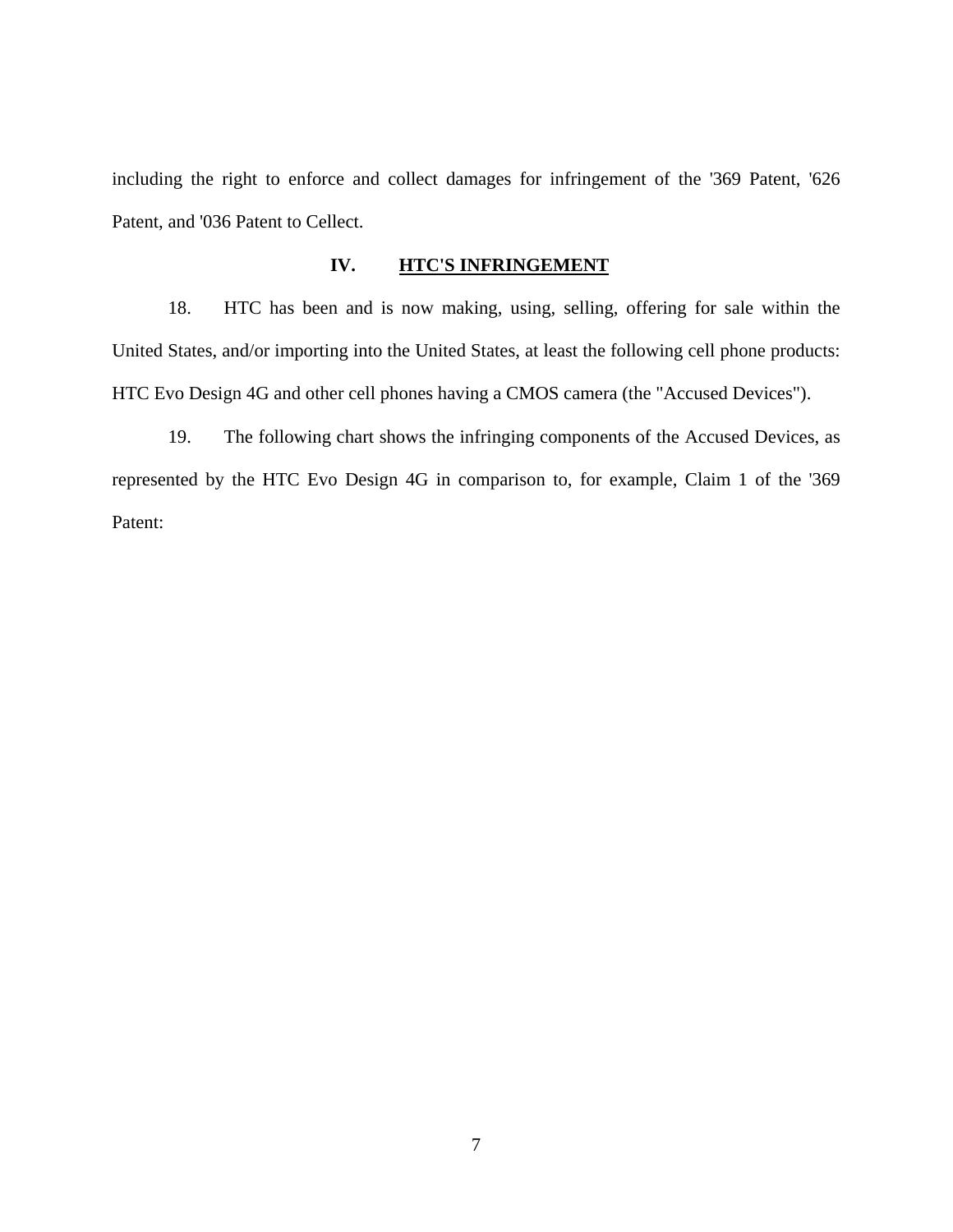including the right to enforce and collect damages for infringement of the '369 Patent, '626 Patent, and '036 Patent to Cellect.

## IV. HTC'S INFRINGEMENT

18. HTC has been and is now making, using, selling, offering for sale within the United States, and/or importing into the United States, at least the following cell phone products: HTC Evo Design 4G and other cell phones having a CMOS camera (the "Accused Devices").

19. The following chart shows the infringing components of the Accused Devices, as represented by the HTC Evo Design 4G in comparison to, for example, Claim 1 of the '369 Patent: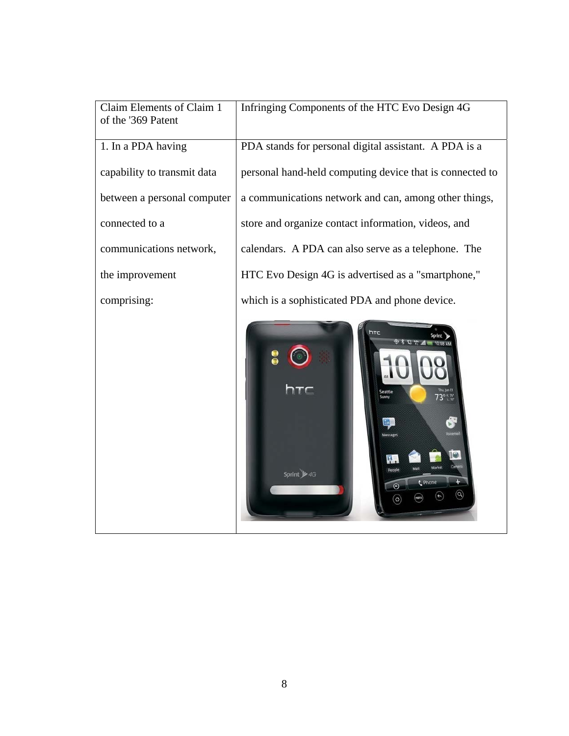| Claim Elements of Claim 1 of the '369 Patent | Infringing Components of the HTC Evo Design 4G |
| --- | --- |
| 1. In a PDA having capability to transmit data between a personal computer connected to a communications network, the improvement comprising: | PDA stands for personal digital assistant. A PDA is a personal hand-held computing device that is connected to a communications network and can, among other things, store and organize contact information, videos, and calendars. A PDA can also serve as a telephone. The HTC Evo Design 4G is advertised as a "smartphone," which is a sophisticated PDA and phone device. |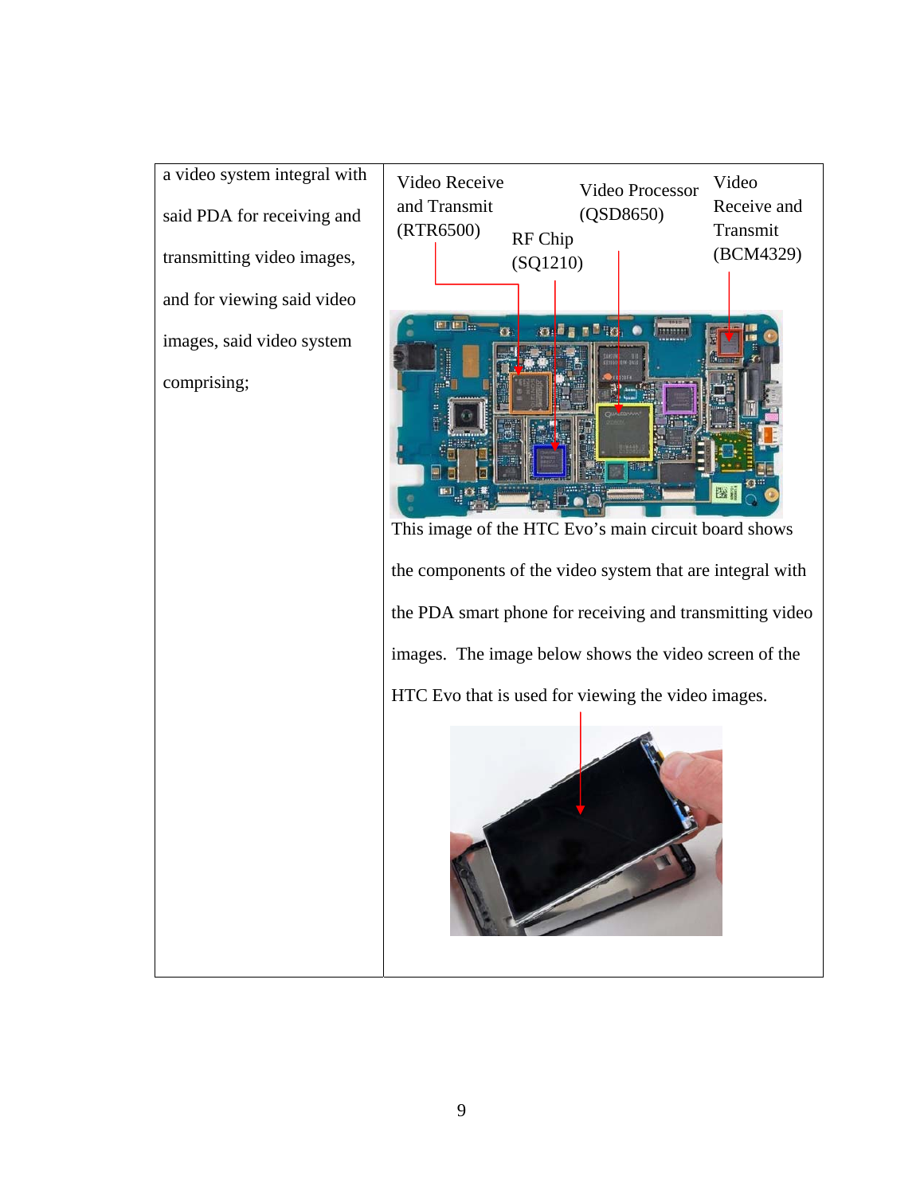| | |
|---|---|
| a video system integral with said PDA for receiving and transmitting video images, and for viewing said video images, said video system comprising; | Video Receive and Transmit (RTR6500)  RF Chip (SQ1210)  Video Processor (QSD8650)  Video Receive and Transmit (BCM4329)<br><br>This image of the HTC Evo's main circuit board shows the components of the video system that are integral with the PDA smart phone for receiving and transmitting video images. The image below shows the video screen of the HTC Evo that is used for viewing the video images. |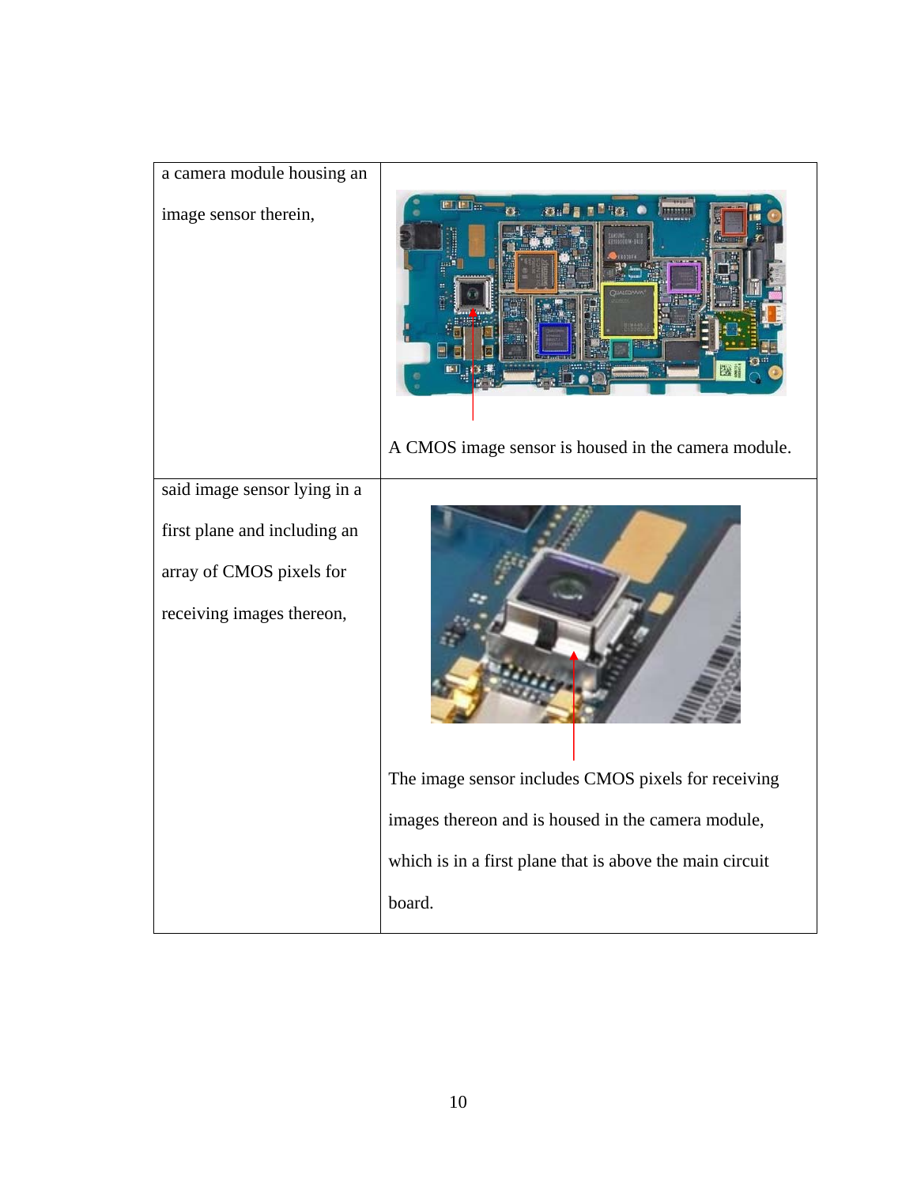| | |
|---|---|
| a camera module housing an image sensor therein, | A CMOS image sensor is housed in the camera module. |
| said image sensor lying in a first plane and including an array of CMOS pixels for receiving images thereon, | The image sensor includes CMOS pixels for receiving images thereon and is housed in the camera module, which is in a first plane that is above the main circuit board. |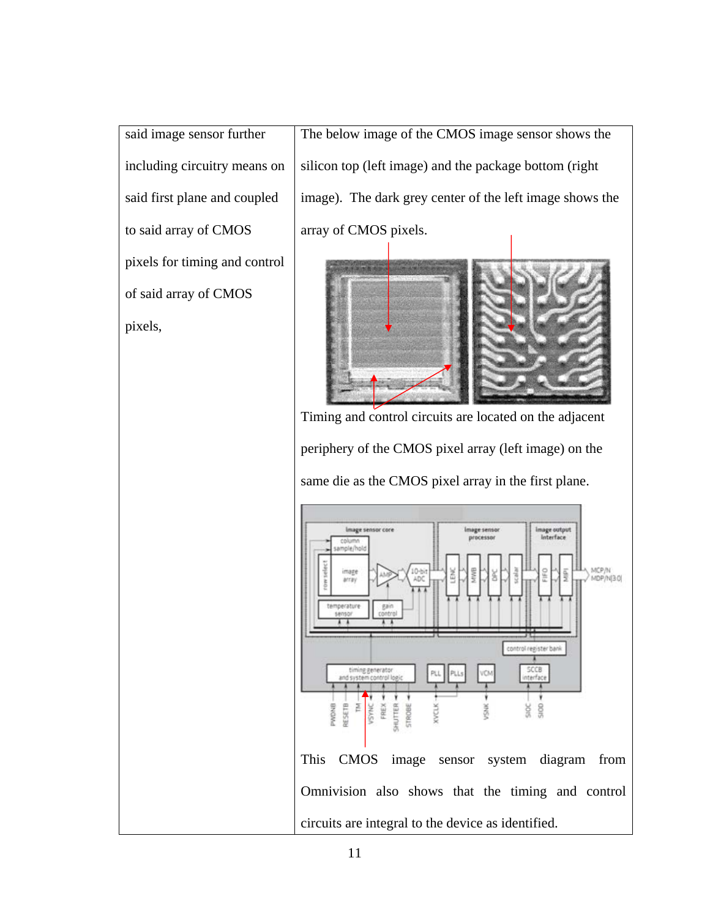| said image sensor further including circuitry means on said first plane and coupled to said array of CMOS pixels for timing and control of said array of CMOS pixels, | The below image of the CMOS image sensor shows the silicon top (left image) and the package bottom (right image). The dark grey center of the left image shows the array of CMOS pixels.<br><br>Timing and control circuits are located on the adjacent periphery of the CMOS pixel array (left image) on the same die as the CMOS pixel array in the first plane.<br><br>This CMOS image sensor system diagram from Omnivision also shows that the timing and control circuits are integral to the device as identified. |
|---|---|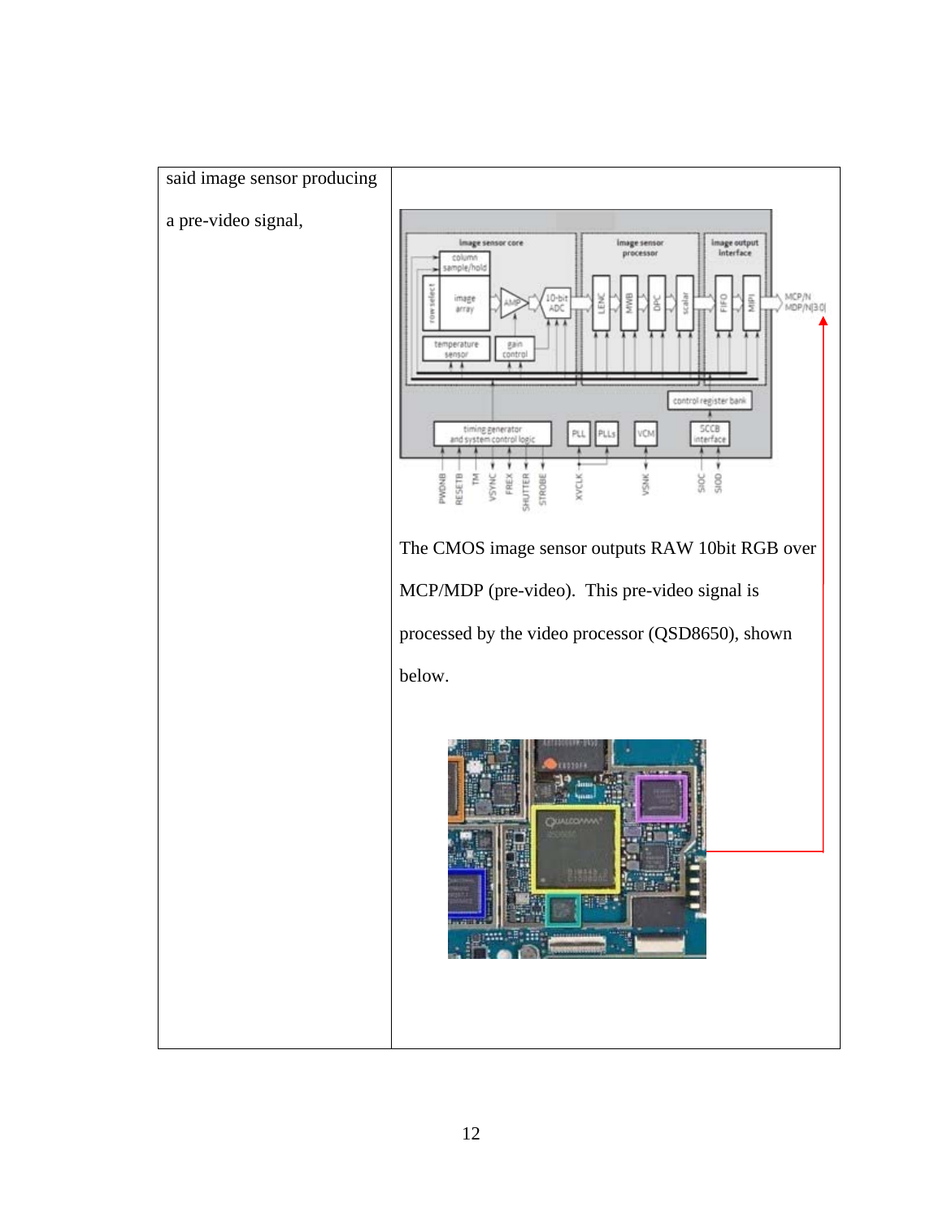| said image sensor producing a pre-video signal, | The CMOS image sensor outputs RAW 10bit RGB over MCP/MDP (pre-video). This pre-video signal is processed by the video processor (QSD8650), shown below. |
| --- | --- |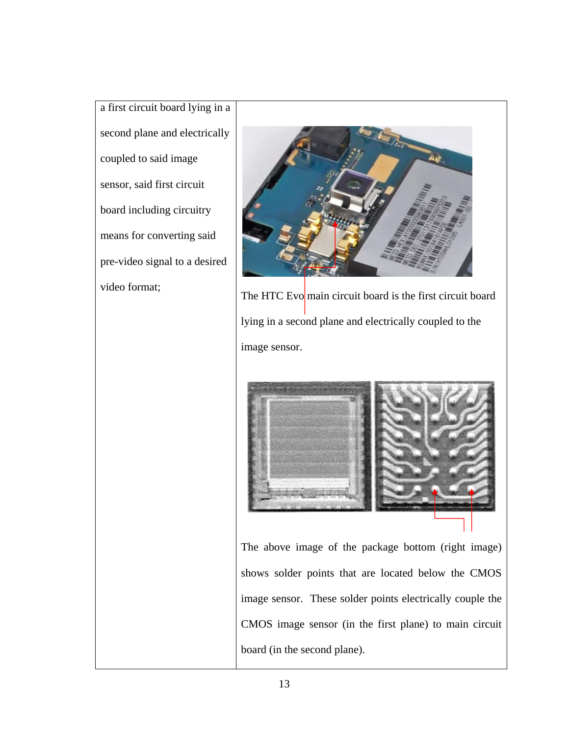| a first circuit board lying in a second plane and electrically coupled to said image sensor, said first circuit board including circuitry means for converting said pre-video signal to a desired video format; | The HTC Evo main circuit board is the first circuit board lying in a second plane and electrically coupled to the image sensor.<br><br>The above image of the package bottom (right image) shows solder points that are located below the CMOS image sensor. These solder points electrically couple the CMOS image sensor (in the first plane) to main circuit board (in the second plane). |
|---|---|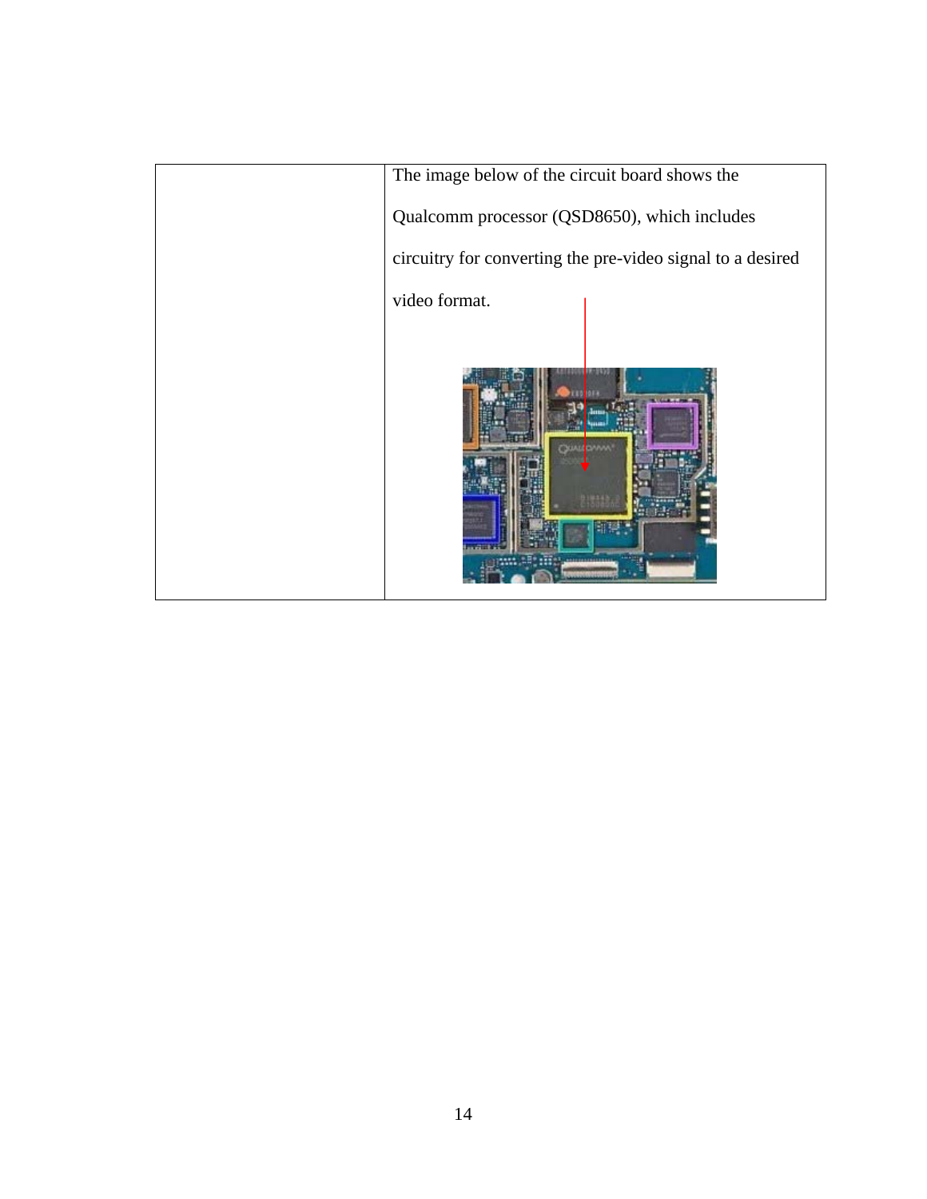| | The image below of the circuit board shows the Qualcomm processor (QSD8650), which includes circuitry for converting the pre-video signal to a desired video format. |
|---|---|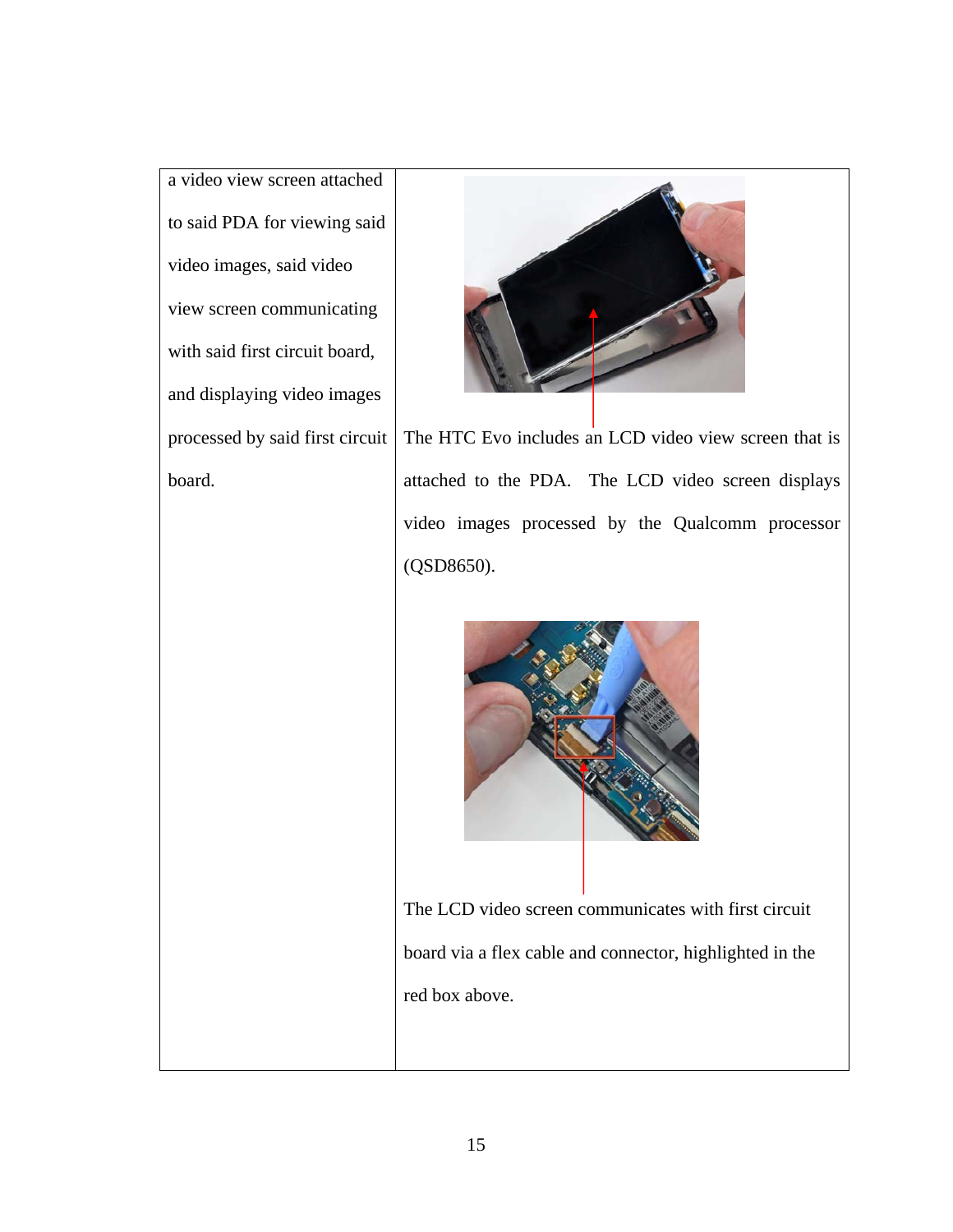| | |
|---|---|
| a video view screen attached to said PDA for viewing said video images, said video view screen communicating with said first circuit board, and displaying video images processed by said first circuit board. | The HTC Evo includes an LCD video view screen that is attached to the PDA. The LCD video screen displays video images processed by the Qualcomm processor (QSD8650).<br><br>The LCD video screen communicates with first circuit board via a flex cable and connector, highlighted in the red box above. |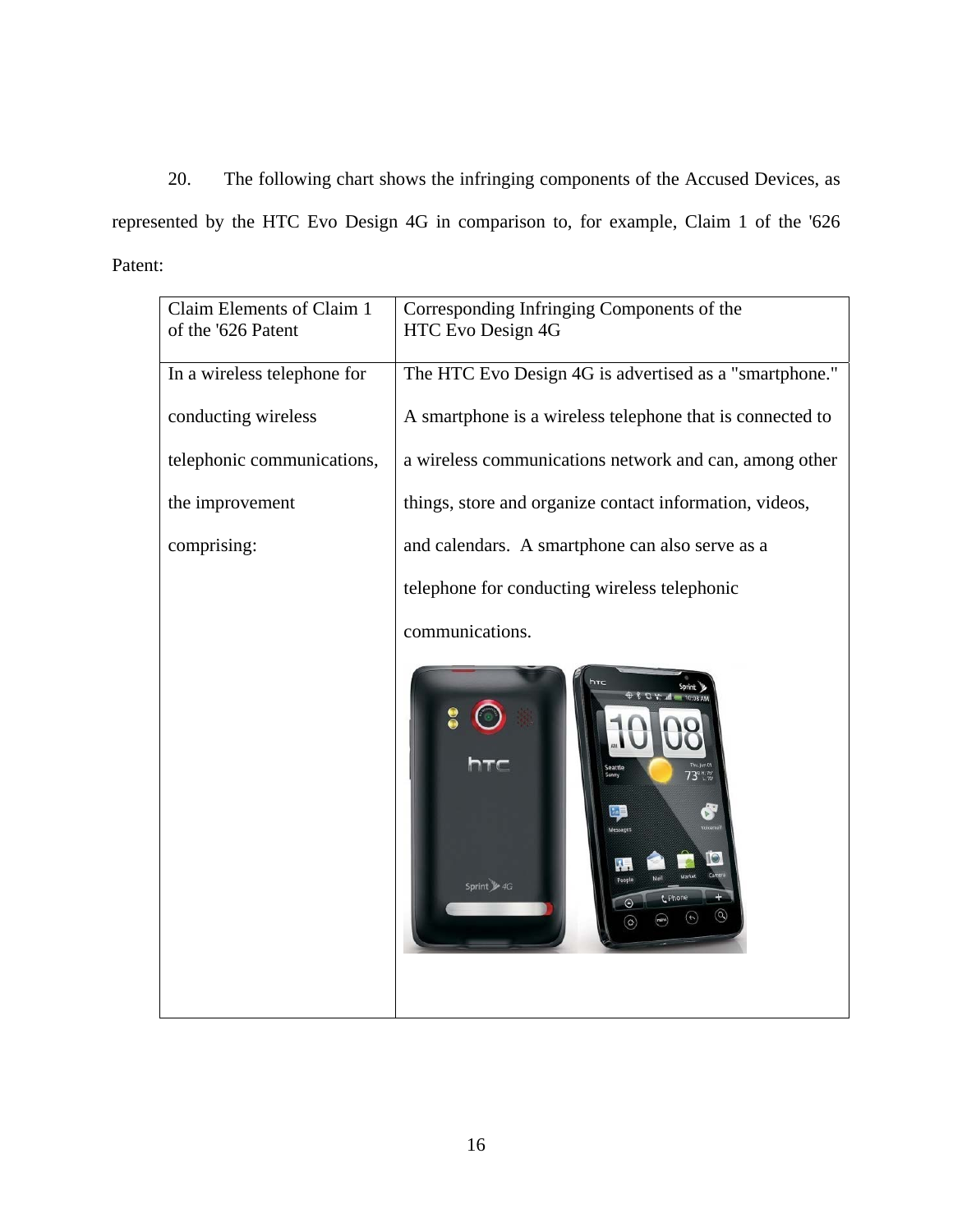20. The following chart shows the infringing components of the Accused Devices, as represented by the HTC Evo Design 4G in comparison to, for example, Claim 1 of the '626 Patent:

| Claim Elements of Claim 1 of the '626 Patent | Corresponding Infringing Components of the HTC Evo Design 4G |
|---|---|
| In a wireless telephone for conducting wireless telephonic communications, the improvement comprising: | The HTC Evo Design 4G is advertised as a "smartphone." A smartphone is a wireless telephone that is connected to a wireless communications network and can, among other things, store and organize contact information, videos, and calendars. A smartphone can also serve as a telephone for conducting wireless telephonic communications. |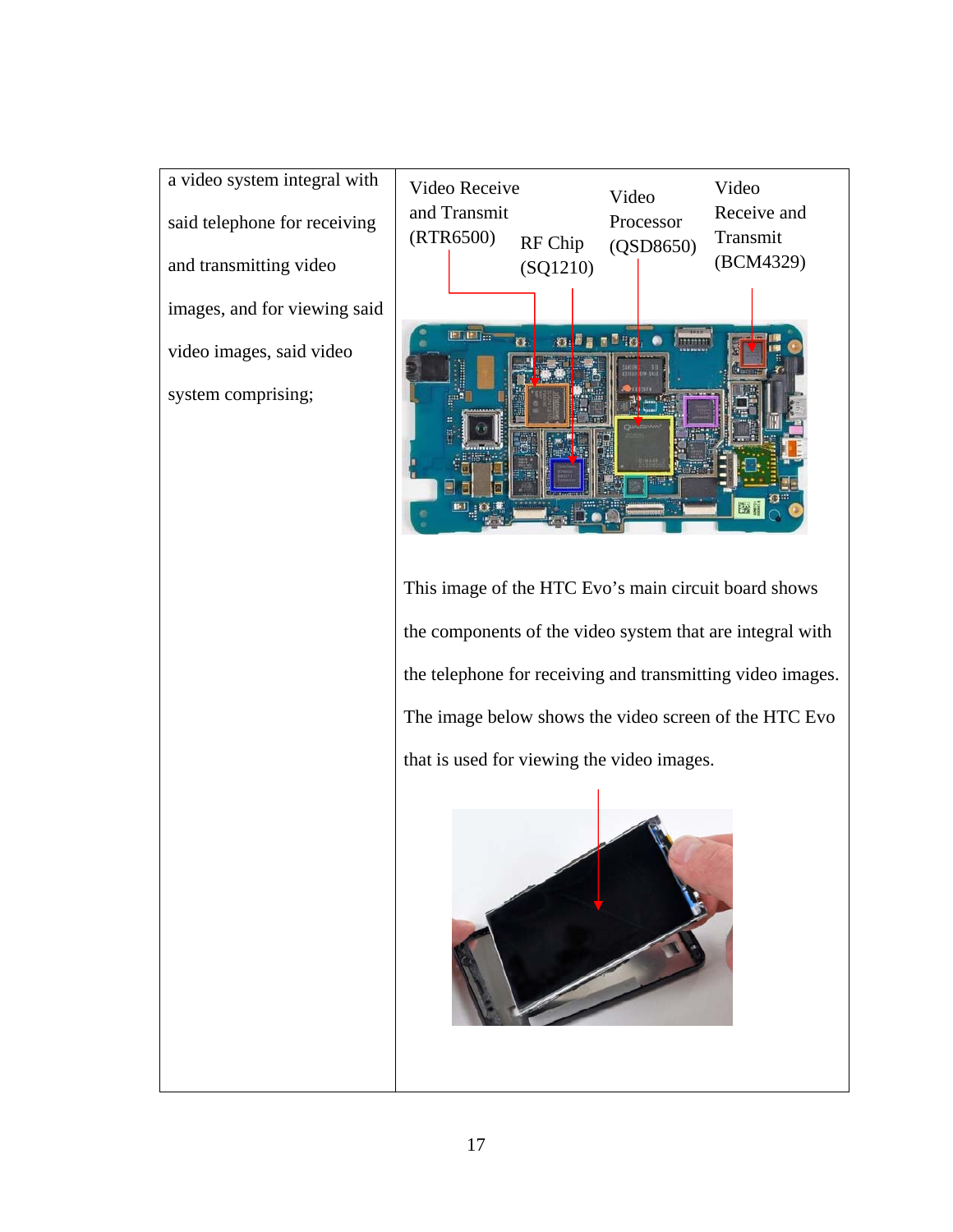| | |
|---|---|
| a video system integral with said telephone for receiving and transmitting video images, and for viewing said video images, said video system comprising; | Video Receive and Transmit (RTR6500) RF Chip (SQ1210) Video Processor (QSD8650) Video Receive and Transmit (BCM4329)<br><br>This image of the HTC Evo's main circuit board shows the components of the video system that are integral with the telephone for receiving and transmitting video images. The image below shows the video screen of the HTC Evo that is used for viewing the video images. |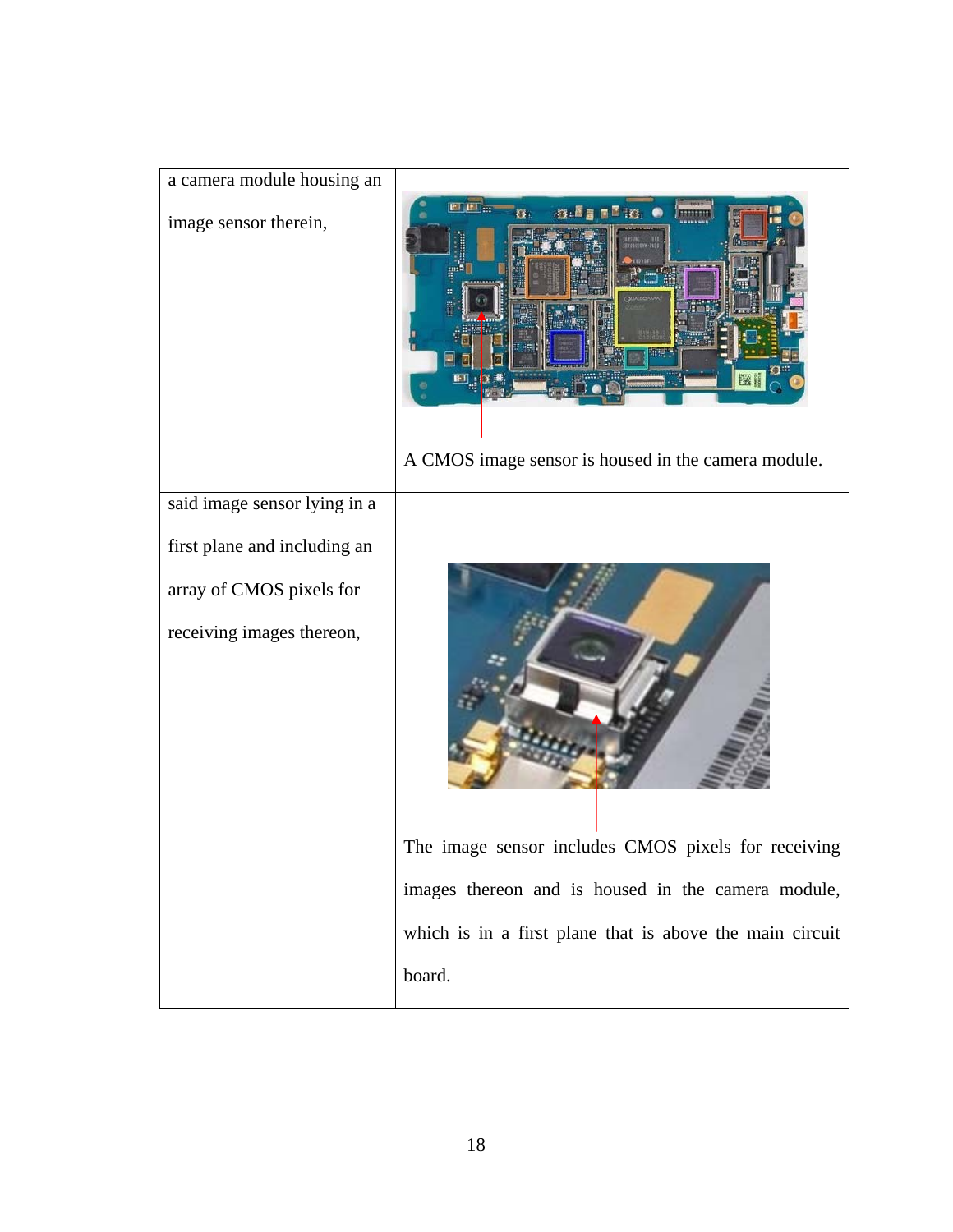| | |
|---|---|
| a camera module housing an image sensor therein, | A CMOS image sensor is housed in the camera module. |
| said image sensor lying in a first plane and including an array of CMOS pixels for receiving images thereon, | The image sensor includes CMOS pixels for receiving images thereon and is housed in the camera module, which is in a first plane that is above the main circuit board. |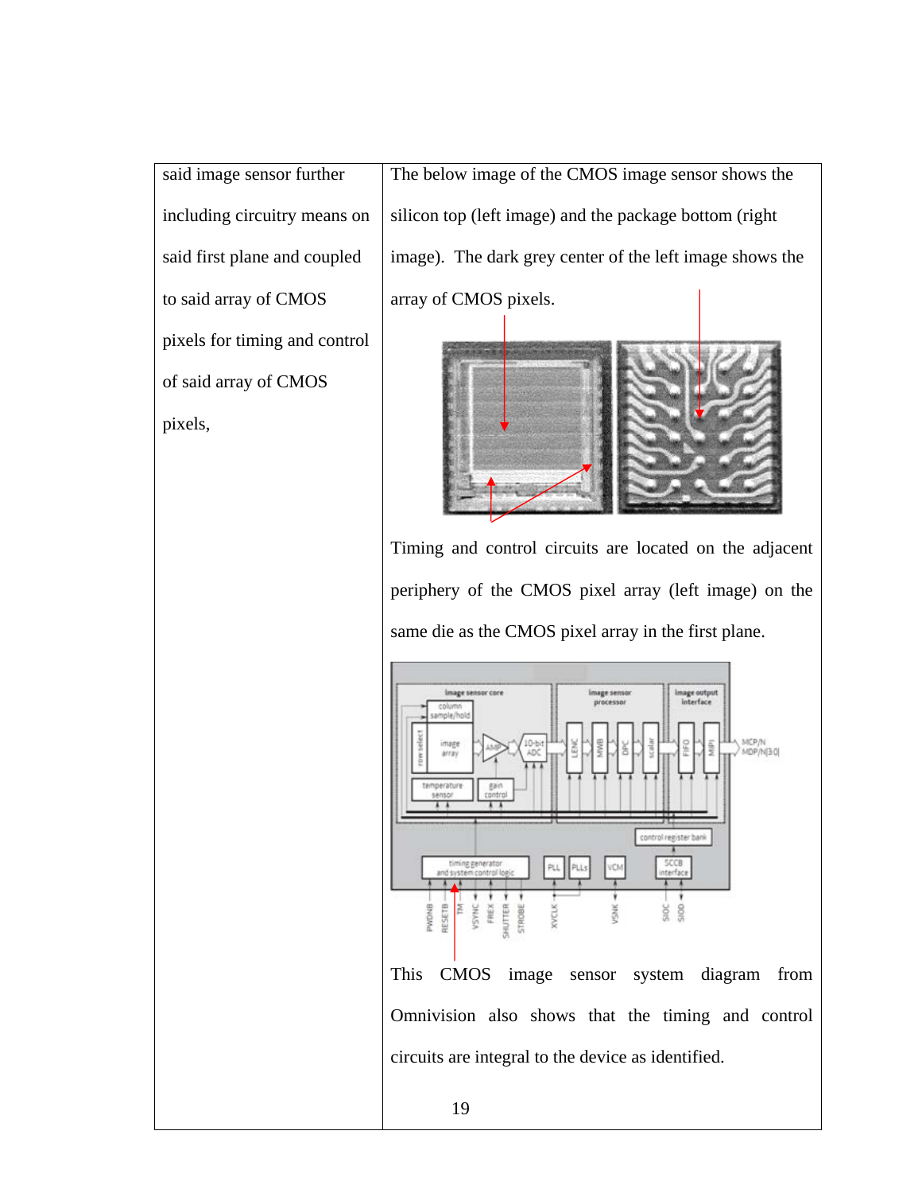| said image sensor further including circuitry means on said first plane and coupled to said array of CMOS pixels for timing and control of said array of CMOS pixels, | The below image of the CMOS image sensor shows the silicon top (left image) and the package bottom (right image). The dark grey center of the left image shows the array of CMOS pixels.<br><br>Timing and control circuits are located on the adjacent periphery of the CMOS pixel array (left image) on the same die as the CMOS pixel array in the first plane.<br><br>This CMOS image sensor system diagram from Omnivision also shows that the timing and control circuits are integral to the device as identified. |
|---|---|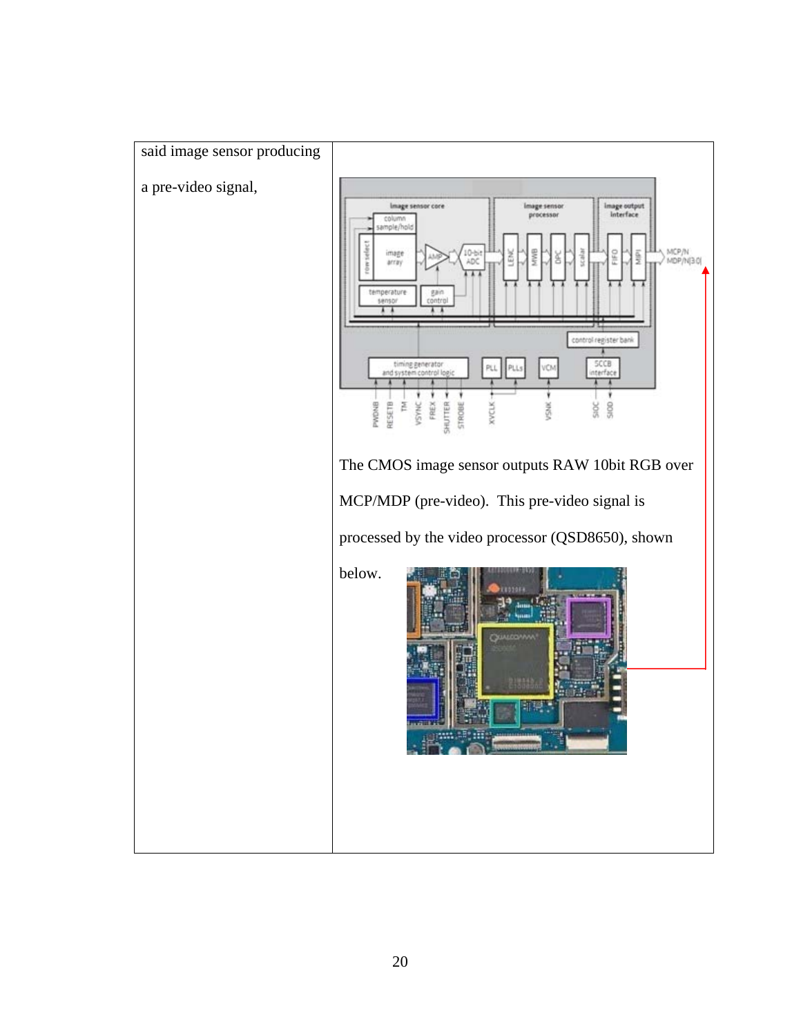| said image sensor producing a pre-video signal, | The CMOS image sensor outputs RAW 10bit RGB over MCP/MDP (pre-video). This pre-video signal is processed by the video processor (QSD8650), shown below. |
|---|---|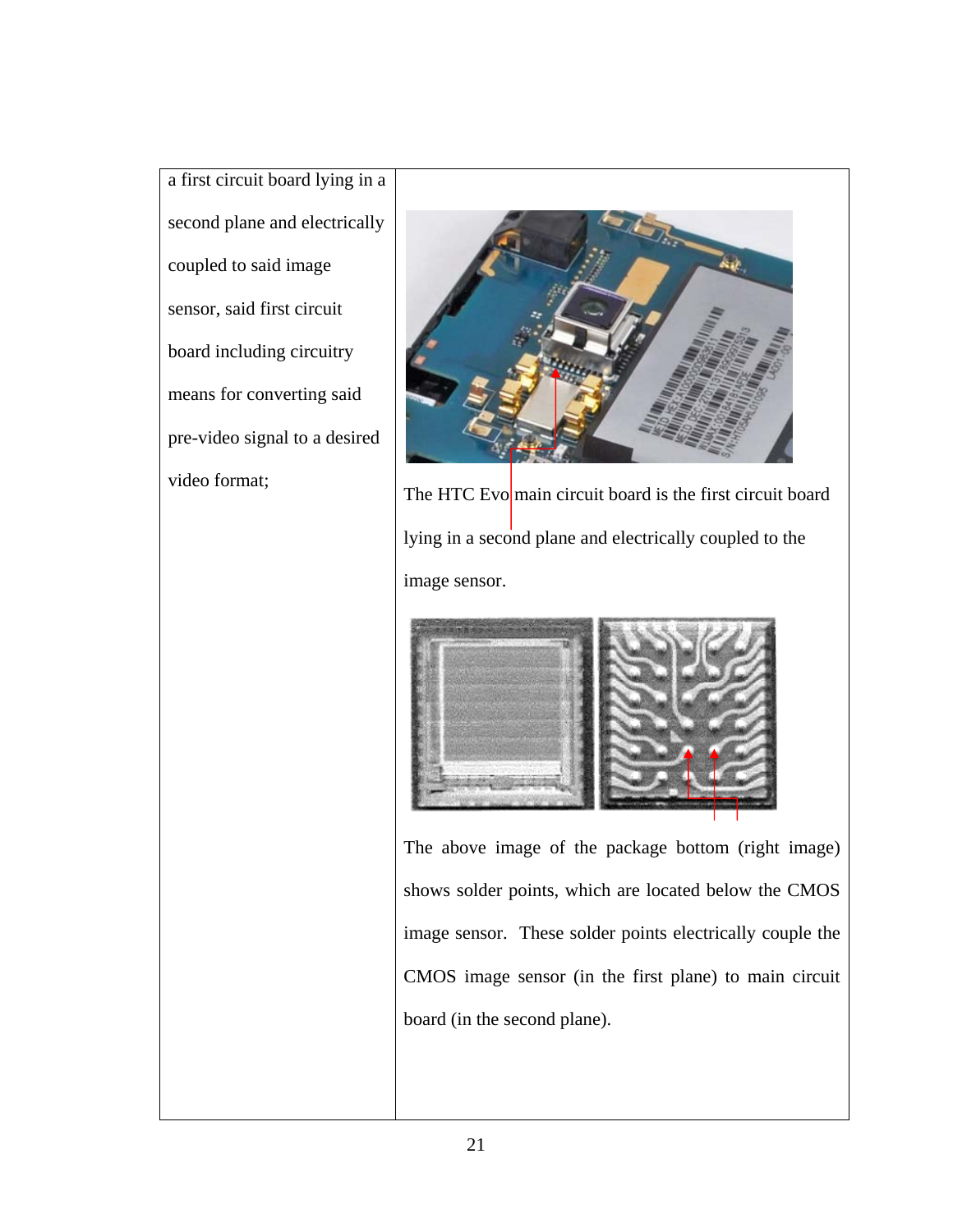| | |
|---|---|
| a first circuit board lying in a second plane and electrically coupled to said image sensor, said first circuit board including circuitry means for converting said pre-video signal to a desired video format; | The HTC Evo main circuit board is the first circuit board lying in a second plane and electrically coupled to the image sensor.<br><br>The above image of the package bottom (right image) shows solder points, which are located below the CMOS image sensor. These solder points electrically couple the CMOS image sensor (in the first plane) to main circuit board (in the second plane). |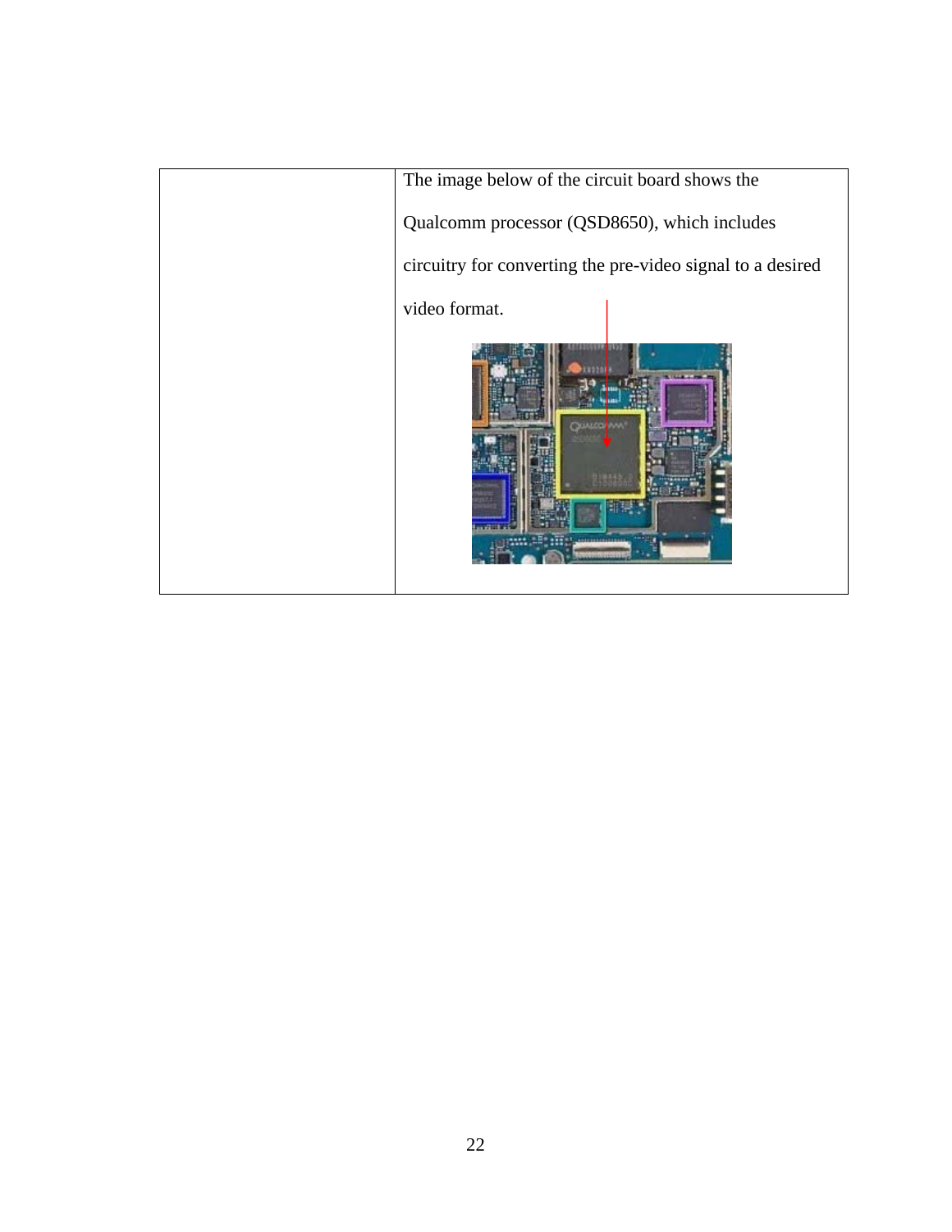| | |
|---|---|
| | The image below of the circuit board shows the Qualcomm processor (QSD8650), which includes circuitry for converting the pre-video signal to a desired video format. |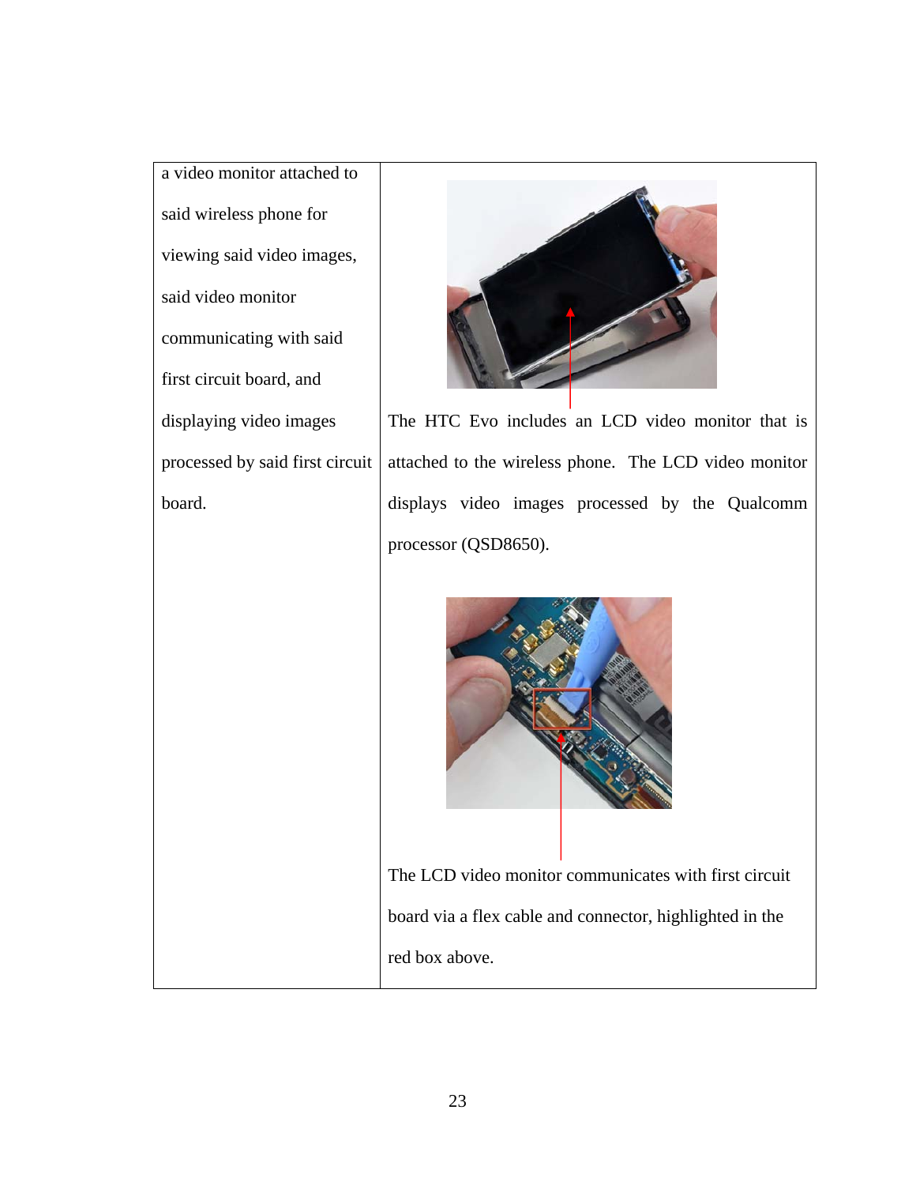| a video monitor attached to said wireless phone for viewing said video images, said video monitor communicating with said first circuit board, and displaying video images processed by said first circuit board. | The HTC Evo includes an LCD video monitor that is attached to the wireless phone. The LCD video monitor displays video images processed by the Qualcomm processor (QSD8650).<br><br>The LCD video monitor communicates with first circuit board via a flex cable and connector, highlighted in the red box above. |
|---|---|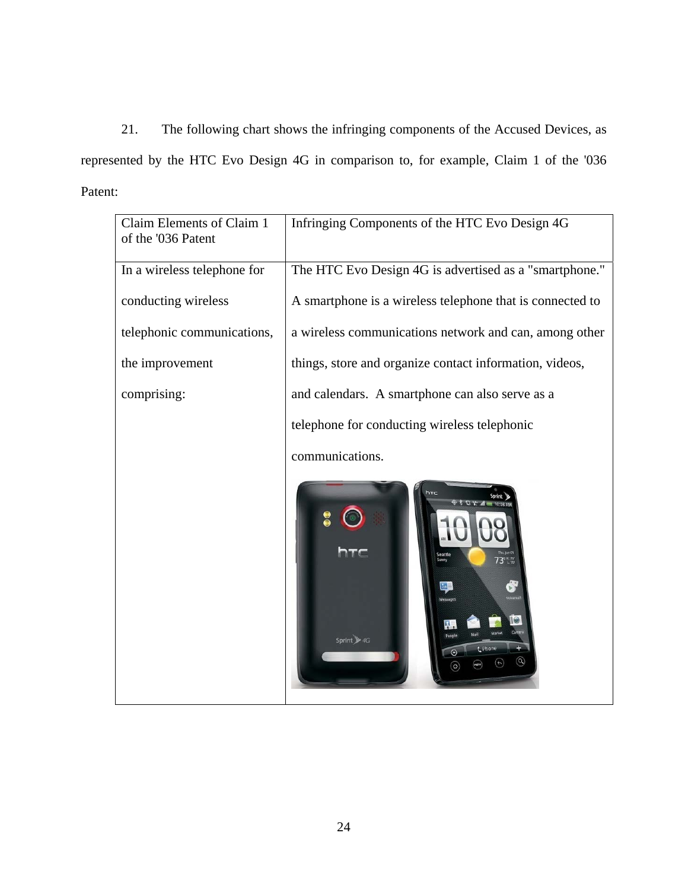21. The following chart shows the infringing components of the Accused Devices, as represented by the HTC Evo Design 4G in comparison to, for example, Claim 1 of the '036 Patent:

| Claim Elements of Claim 1 of the '036 Patent | Infringing Components of the HTC Evo Design 4G |
| --- | --- |
| In a wireless telephone for conducting wireless telephonic communications, the improvement comprising: | The HTC Evo Design 4G is advertised as a "smartphone." A smartphone is a wireless telephone that is connected to a wireless communications network and can, among other things, store and organize contact information, videos, and calendars. A smartphone can also serve as a telephone for conducting wireless telephonic communications. |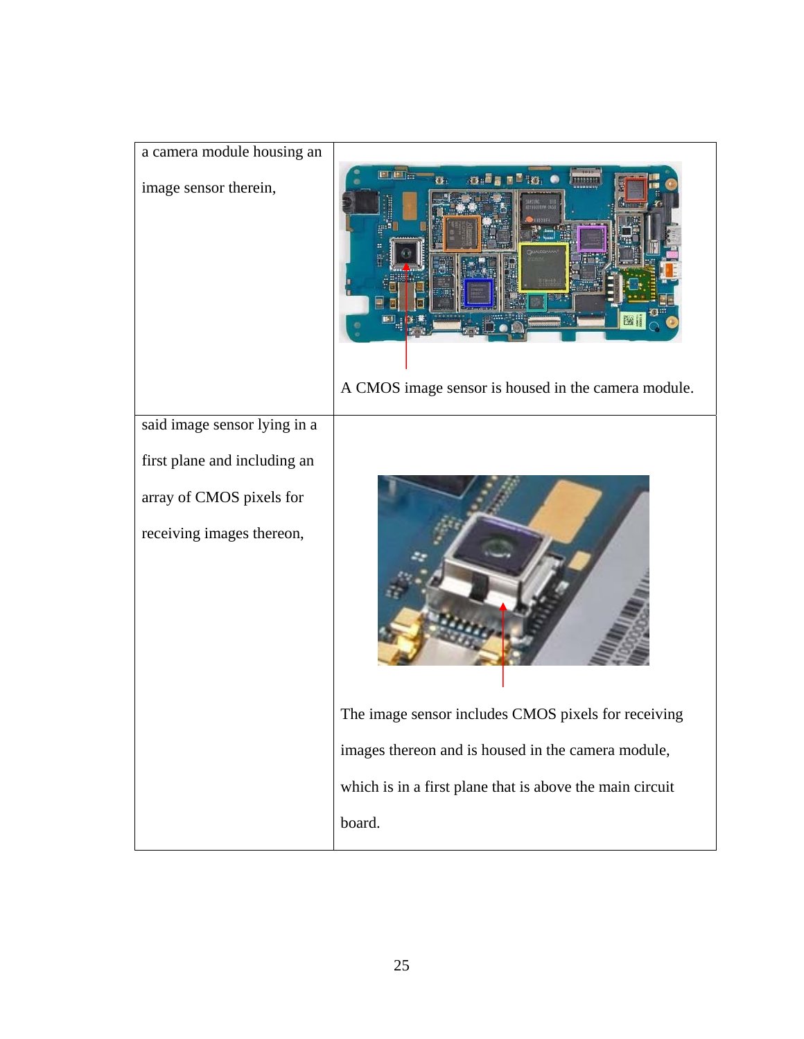| | |
|---|---|
| a camera module housing an image sensor therein, | A CMOS image sensor is housed in the camera module. |
| said image sensor lying in a first plane and including an array of CMOS pixels for receiving images thereon, | The image sensor includes CMOS pixels for receiving images thereon and is housed in the camera module, which is in a first plane that is above the main circuit board. |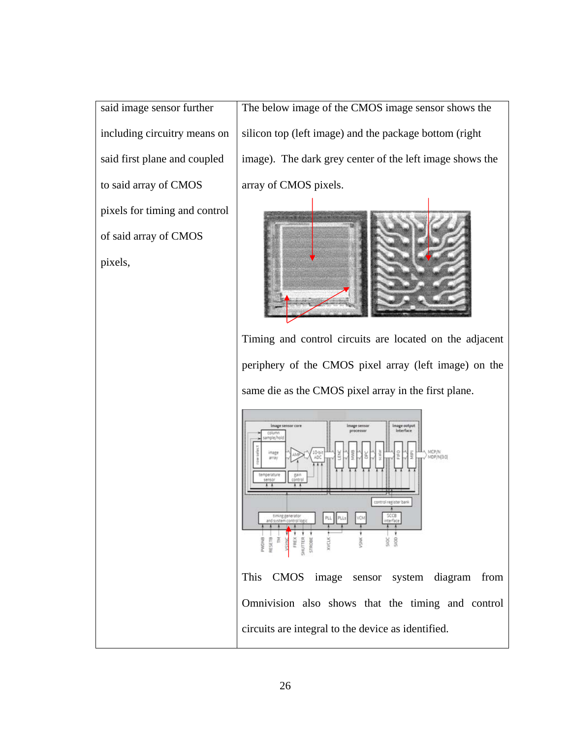| said image sensor further including circuitry means on said first plane and coupled to said array of CMOS pixels for timing and control of said array of CMOS pixels, | The below image of the CMOS image sensor shows the silicon top (left image) and the package bottom (right image). The dark grey center of the left image shows the array of CMOS pixels.<br><br>Timing and control circuits are located on the adjacent periphery of the CMOS pixel array (left image) on the same die as the CMOS pixel array in the first plane.<br><br>This CMOS image sensor system diagram from Omnivision also shows that the timing and control circuits are integral to the device as identified. |
|---|---|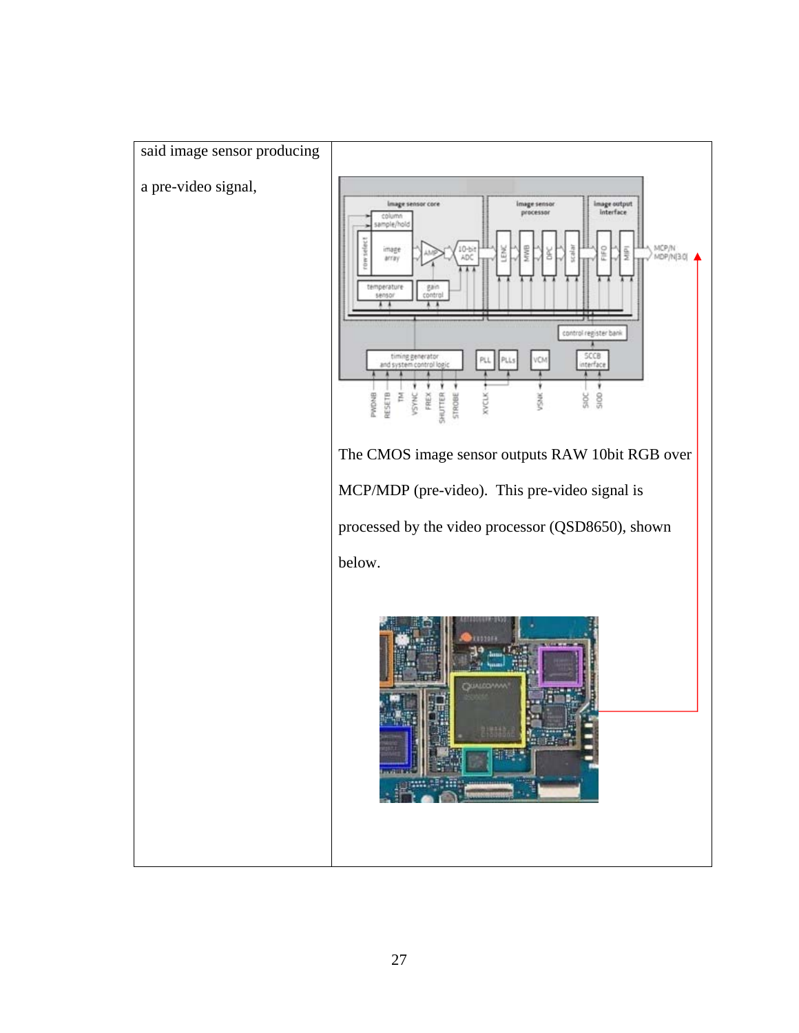| said image sensor producing a pre-video signal, | The CMOS image sensor outputs RAW 10bit RGB over MCP/MDP (pre-video). This pre-video signal is processed by the video processor (QSD8650), shown below. |
| --- | --- |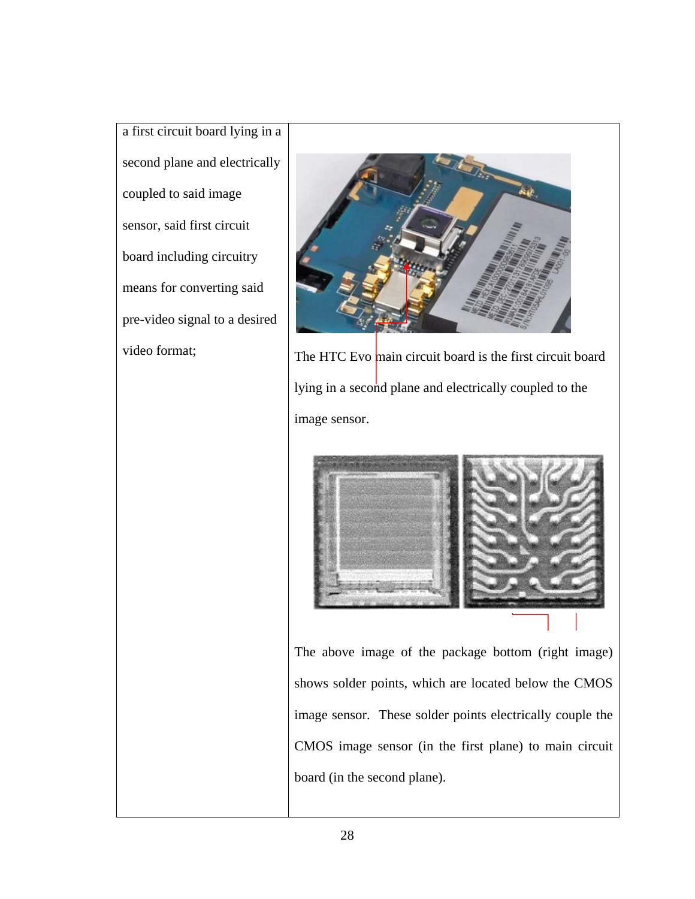| a first circuit board lying in a second plane and electrically coupled to said image sensor, said first circuit board including circuitry means for converting said pre-video signal to a desired video format; | The HTC Evo main circuit board is the first circuit board lying in a second plane and electrically coupled to the image sensor.<br><br>The above image of the package bottom (right image) shows solder points, which are located below the CMOS image sensor. These solder points electrically couple the CMOS image sensor (in the first plane) to main circuit board (in the second plane). |
|---|---|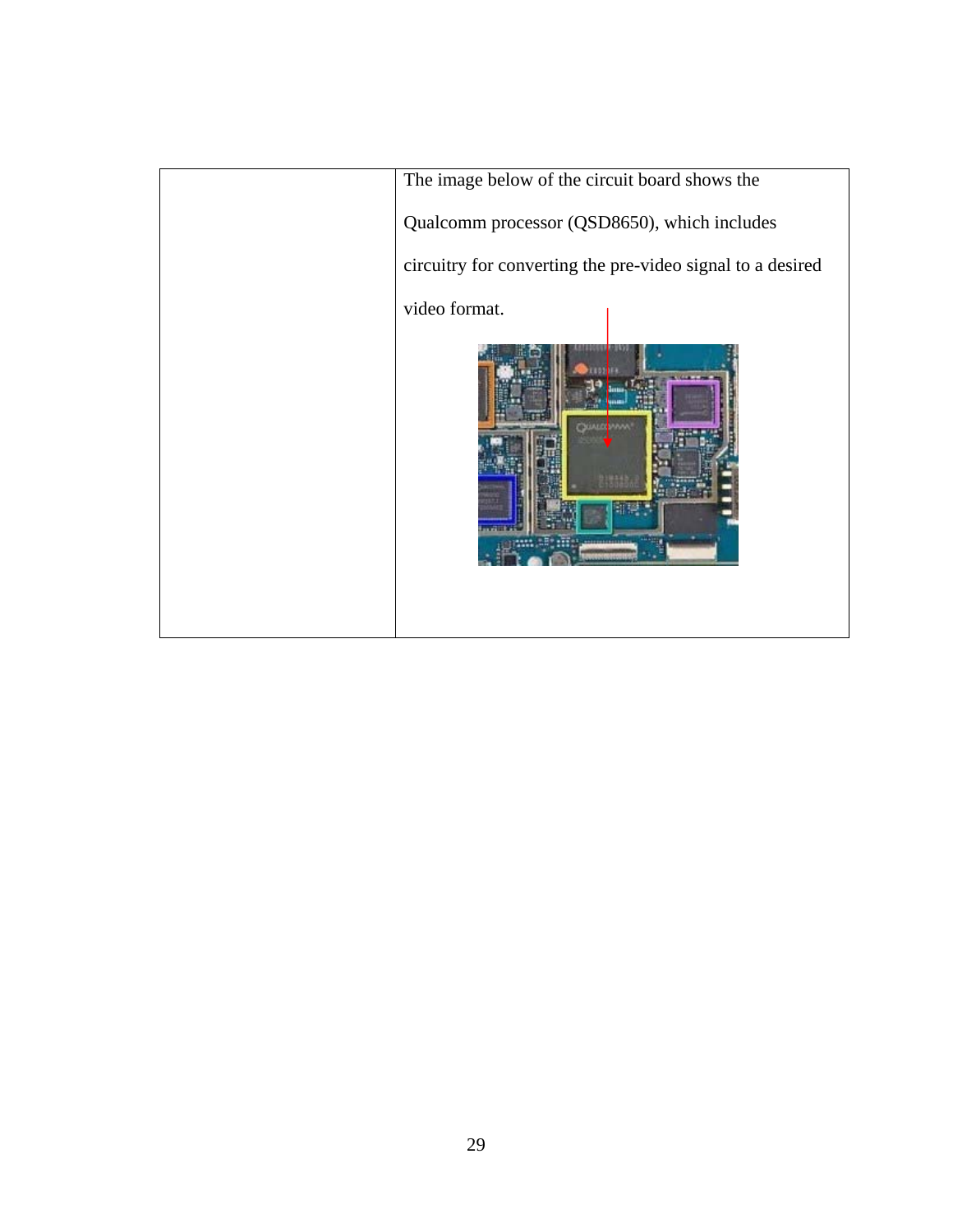| | |
|---|---|
| | The image below of the circuit board shows the Qualcomm processor (QSD8650), which includes circuitry for converting the pre-video signal to a desired video format. |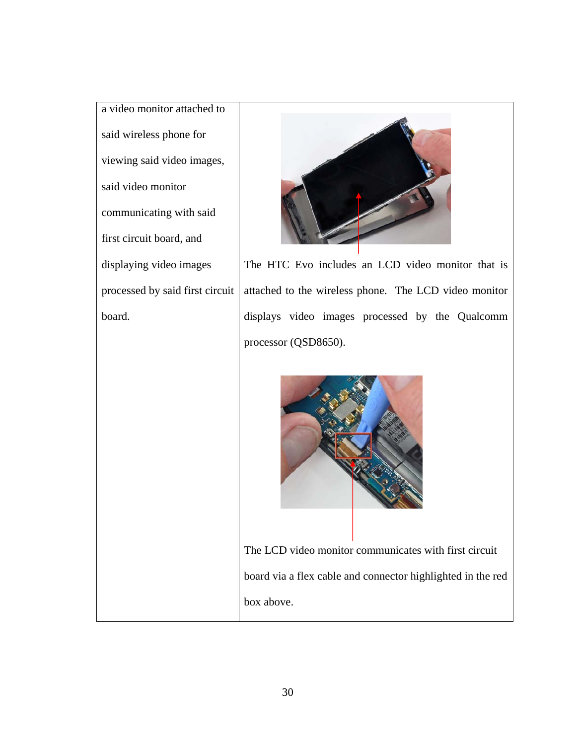| a video monitor attached to said wireless phone for viewing said video images, said video monitor communicating with said first circuit board, and displaying video images processed by said first circuit board. | The HTC Evo includes an LCD video monitor that is attached to the wireless phone. The LCD video monitor displays video images processed by the Qualcomm processor (QSD8650).<br><br>The LCD video monitor communicates with first circuit board via a flex cable and connector highlighted in the red box above. |
|---|---|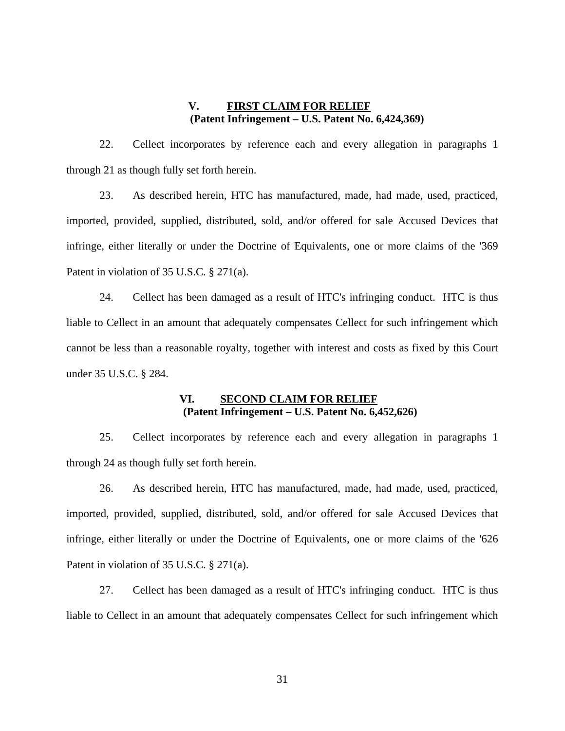## V. <u>FIRST CLAIM FOR RELIEF</u>
### (Patent Infringement – U.S. Patent No. 6,424,369)

22. Cellect incorporates by reference each and every allegation in paragraphs 1 through 21 as though fully set forth herein.

23. As described herein, HTC has manufactured, made, had made, used, practiced, imported, provided, supplied, distributed, sold, and/or offered for sale Accused Devices that infringe, either literally or under the Doctrine of Equivalents, one or more claims of the '369 Patent in violation of 35 U.S.C. § 271(a).

24. Cellect has been damaged as a result of HTC's infringing conduct. HTC is thus liable to Cellect in an amount that adequately compensates Cellect for such infringement which cannot be less than a reasonable royalty, together with interest and costs as fixed by this Court under 35 U.S.C. § 284.

## VI. <u>SECOND CLAIM FOR RELIEF</u>
### (Patent Infringement – U.S. Patent No. 6,452,626)

25. Cellect incorporates by reference each and every allegation in paragraphs 1 through 24 as though fully set forth herein.

26. As described herein, HTC has manufactured, made, had made, used, practiced, imported, provided, supplied, distributed, sold, and/or offered for sale Accused Devices that infringe, either literally or under the Doctrine of Equivalents, one or more claims of the '626 Patent in violation of 35 U.S.C. § 271(a).

27. Cellect has been damaged as a result of HTC's infringing conduct. HTC is thus liable to Cellect in an amount that adequately compensates Cellect for such infringement which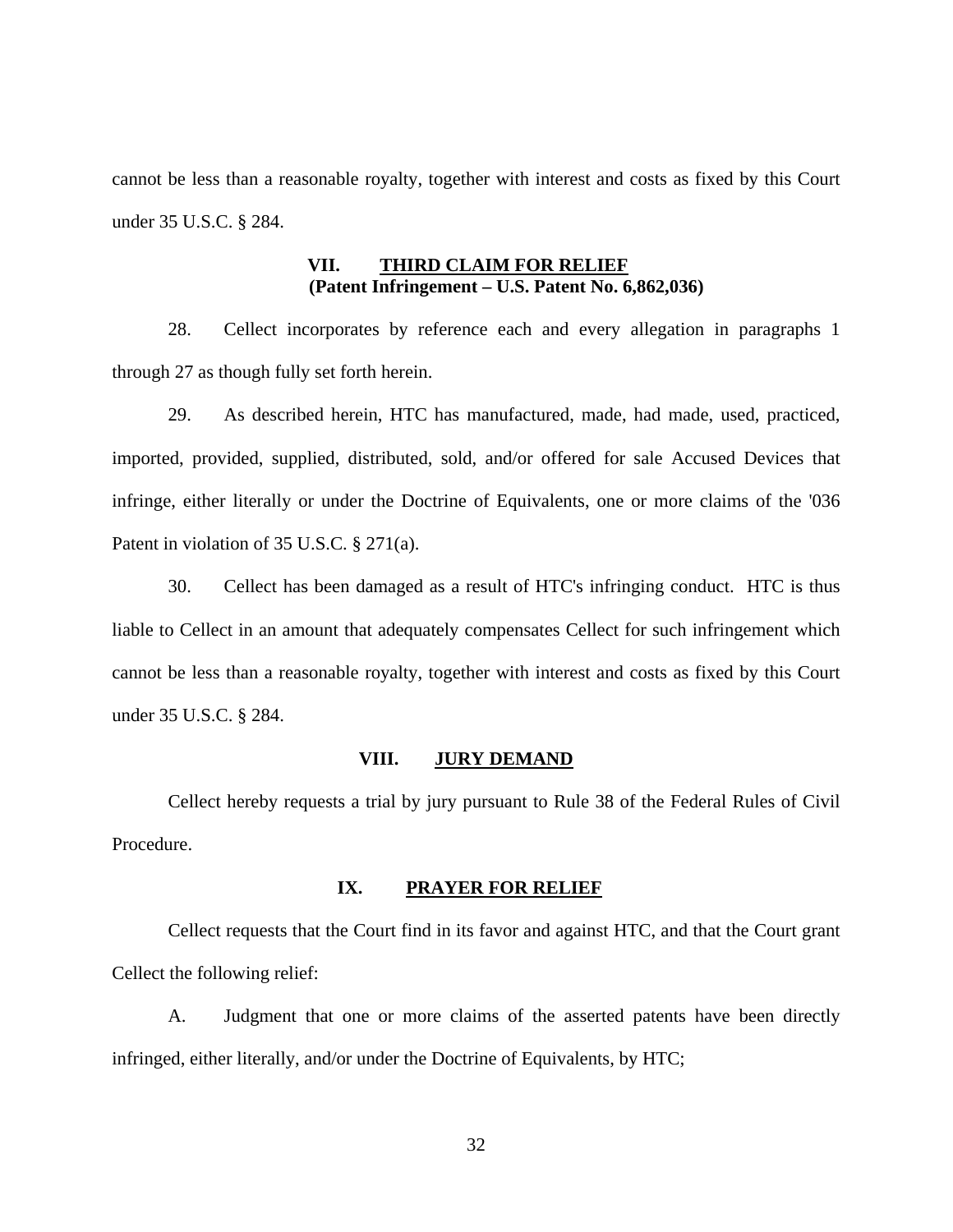cannot be less than a reasonable royalty, together with interest and costs as fixed by this Court under 35 U.S.C. § 284.

## VII. THIRD CLAIM FOR RELIEF
### (Patent Infringement – U.S. Patent No. 6,862,036)

28. Cellect incorporates by reference each and every allegation in paragraphs 1 through 27 as though fully set forth herein.

29. As described herein, HTC has manufactured, made, had made, used, practiced, imported, provided, supplied, distributed, sold, and/or offered for sale Accused Devices that infringe, either literally or under the Doctrine of Equivalents, one or more claims of the '036 Patent in violation of 35 U.S.C. § 271(a).

30. Cellect has been damaged as a result of HTC's infringing conduct. HTC is thus liable to Cellect in an amount that adequately compensates Cellect for such infringement which cannot be less than a reasonable royalty, together with interest and costs as fixed by this Court under 35 U.S.C. § 284.

## VIII. JURY DEMAND

Cellect hereby requests a trial by jury pursuant to Rule 38 of the Federal Rules of Civil Procedure.

## IX. PRAYER FOR RELIEF

Cellect requests that the Court find in its favor and against HTC, and that the Court grant Cellect the following relief:

A. Judgment that one or more claims of the asserted patents have been directly infringed, either literally, and/or under the Doctrine of Equivalents, by HTC;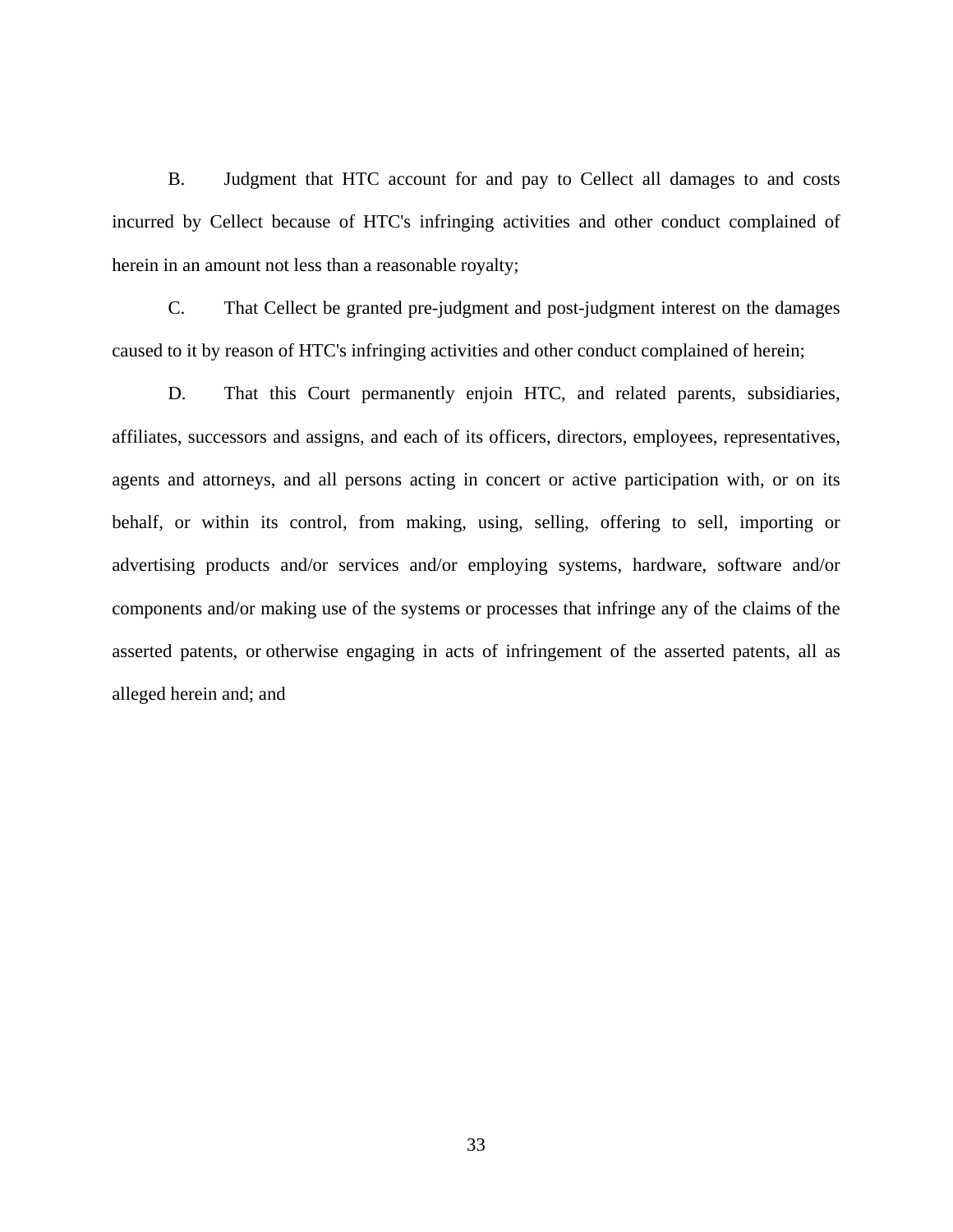B. Judgment that HTC account for and pay to Cellect all damages to and costs incurred by Cellect because of HTC's infringing activities and other conduct complained of herein in an amount not less than a reasonable royalty;

C. That Cellect be granted pre-judgment and post-judgment interest on the damages caused to it by reason of HTC's infringing activities and other conduct complained of herein;

D. That this Court permanently enjoin HTC, and related parents, subsidiaries, affiliates, successors and assigns, and each of its officers, directors, employees, representatives, agents and attorneys, and all persons acting in concert or active participation with, or on its behalf, or within its control, from making, using, selling, offering to sell, importing or advertising products and/or services and/or employing systems, hardware, software and/or components and/or making use of the systems or processes that infringe any of the claims of the asserted patents, or otherwise engaging in acts of infringement of the asserted patents, all as alleged herein and; and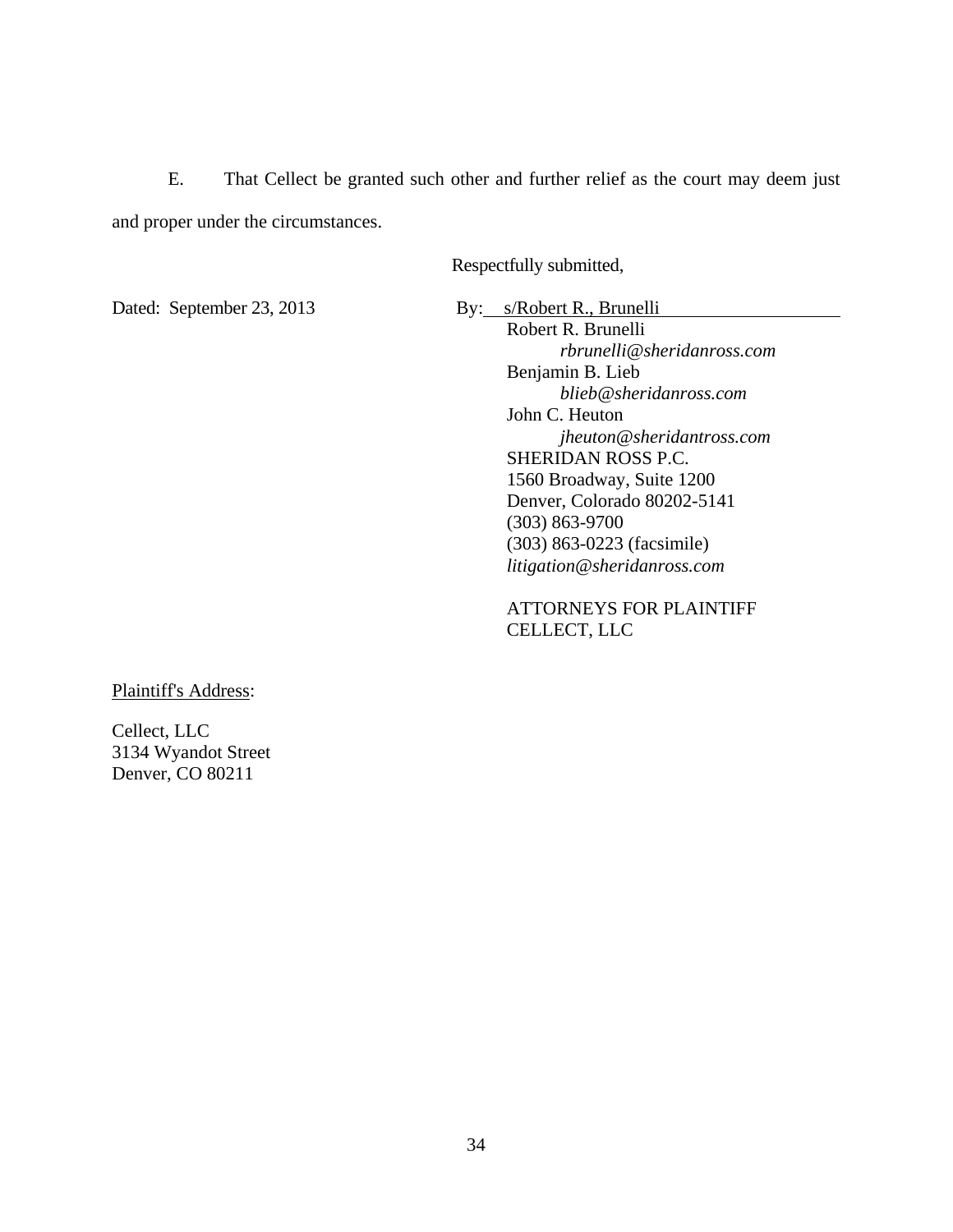E. That Cellect be granted such other and further relief as the court may deem just and proper under the circumstances.

Respectfully submitted,

Dated: September 23, 2013

By: s/Robert R., Brunelli

Robert R. Brunelli
*rbrunelli@sheridanross.com*
Benjamin B. Lieb
*blieb@sheridanross.com*
John C. Heuton
*jheuton@sheridantross.com*
SHERIDAN ROSS P.C.
1560 Broadway, Suite 1200
Denver, Colorado 80202-5141
(303) 863-9700
(303) 863-0223 (facsimile)
*litigation@sheridanross.com*

ATTORNEYS FOR PLAINTIFF
CELLECT, LLC

Plaintiff's Address:

Cellect, LLC
3134 Wyandot Street
Denver, CO 80211